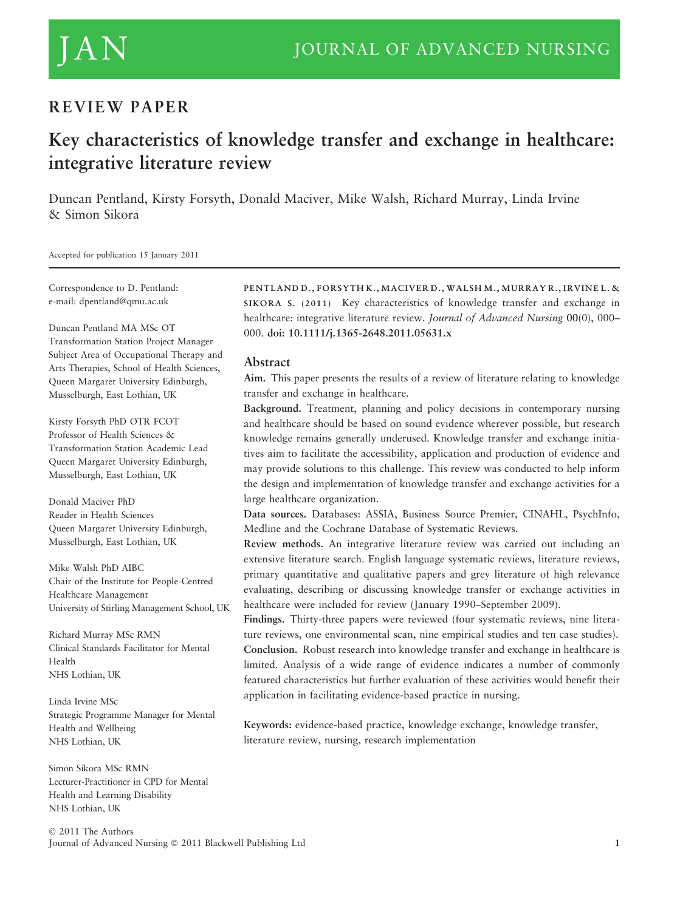# JAN — JOURNAL OF ADVANCED NURSING

## REVIEW PAPER

# Key characteristics of knowledge transfer and exchange in healthcare: integrative literature review

Duncan Pentland, Kirsty Forsyth, Donald Maciver, Mike Walsh, Richard Murray, Linda Irvine & Simon Sikora

Accepted for publication 15 January 2011

Correspondence to D. Pentland:
e-mail: dpentland@qmu.ac.uk

Duncan Pentland MA MSc OT
Transformation Station Project Manager
Subject Area of Occupational Therapy and Arts Therapies, School of Health Sciences, Queen Margaret University Edinburgh, Musselburgh, East Lothian, UK

Kirsty Forsyth PhD OTR FCOT
Professor of Health Sciences & Transformation Station Academic Lead
Queen Margaret University Edinburgh, Musselburgh, East Lothian, UK

Donald Maciver PhD
Reader in Health Sciences
Queen Margaret University Edinburgh, Musselburgh, East Lothian, UK

Mike Walsh PhD AIBC
Chair of the Institute for People-Centred Healthcare Management
University of Stirling Management School, UK

Richard Murray MSc RMN
Clinical Standards Facilitator for Mental Health
NHS Lothian, UK

Linda Irvine MSc
Strategic Programme Manager for Mental Health and Wellbeing
NHS Lothian, UK

Simon Sikora MSc RMN
Lecturer-Practitioner in CPD for Mental Health and Learning Disability
NHS Lothian, UK

PENTLAND D., FORSYTH K., MACIVER D., WALSH M., MURRAY R., IRVINE L. & SIKORA S. (2011) Key characteristics of knowledge transfer and exchange in healthcare: integrative literature review. *Journal of Advanced Nursing* **00**(0), 000–000. **doi: 10.1111/j.1365-2648.2011.05631.x**

## Abstract

**Aim.** This paper presents the results of a review of literature relating to knowledge transfer and exchange in healthcare.

**Background.** Treatment, planning and policy decisions in contemporary nursing and healthcare should be based on sound evidence wherever possible, but research knowledge remains generally underused. Knowledge transfer and exchange initiatives aim to facilitate the accessibility, application and production of evidence and may provide solutions to this challenge. This review was conducted to help inform the design and implementation of knowledge transfer and exchange activities for a large healthcare organization.

**Data sources.** Databases: ASSIA, Business Source Premier, CINAHL, PsychInfo, Medline and the Cochrane Database of Systematic Reviews.

**Review methods.** An integrative literature review was carried out including an extensive literature search. English language systematic reviews, literature reviews, primary quantitative and qualitative papers and grey literature of high relevance evaluating, describing or discussing knowledge transfer or exchange activities in healthcare were included for review (January 1990–September 2009).

**Findings.** Thirty-three papers were reviewed (four systematic reviews, nine literature reviews, one environmental scan, nine empirical studies and ten case studies).

**Conclusion.** Robust research into knowledge transfer and exchange in healthcare is limited. Analysis of a wide range of evidence indicates a number of commonly featured characteristics but further evaluation of these activities would benefit their application in facilitating evidence-based practice in nursing.

**Keywords:** evidence-based practice, knowledge exchange, knowledge transfer, literature review, nursing, research implementation

© 2011 The Authors
Journal of Advanced Nursing © 2011 Blackwell Publishing Ltd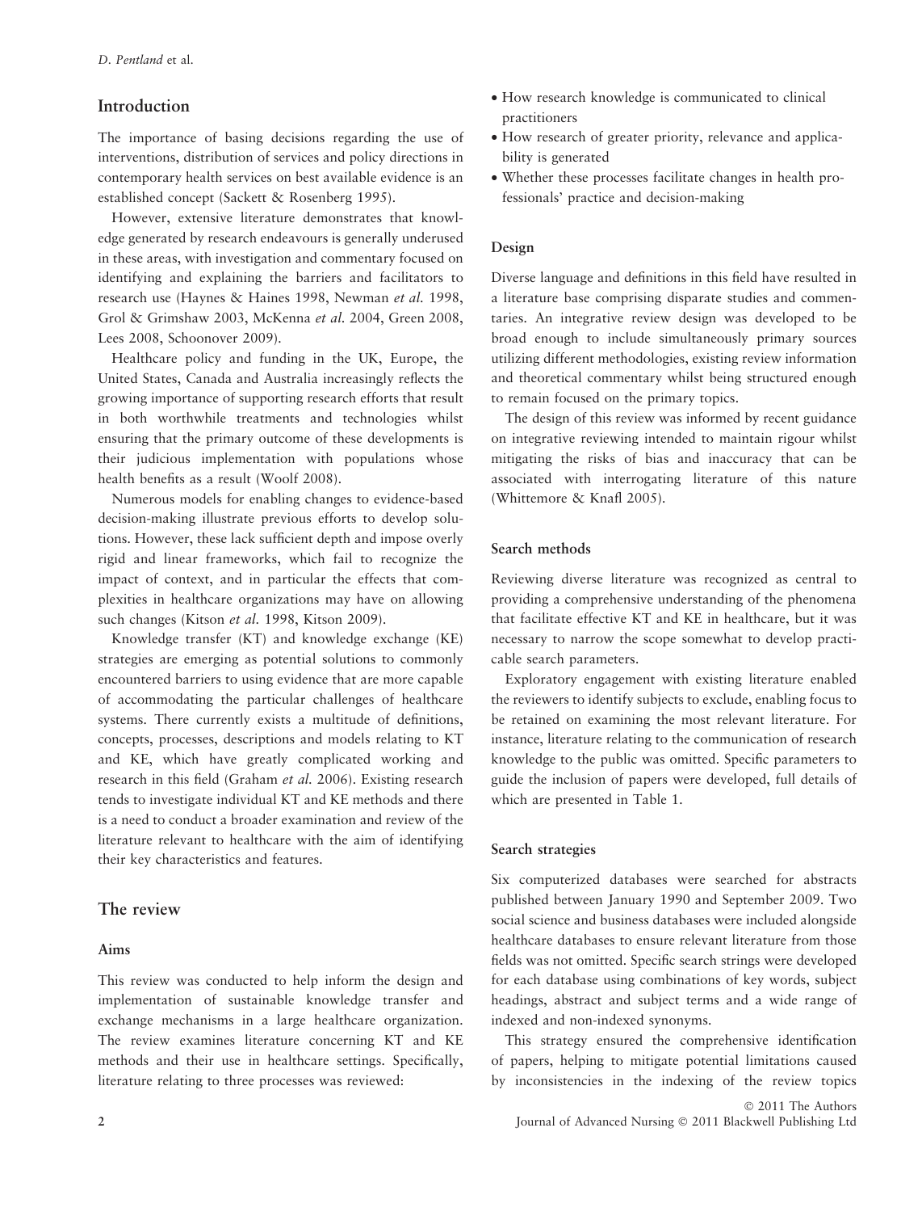## Introduction

The importance of basing decisions regarding the use of interventions, distribution of services and policy directions in contemporary health services on best available evidence is an established concept (Sackett & Rosenberg 1995).

However, extensive literature demonstrates that knowledge generated by research endeavours is generally underused in these areas, with investigation and commentary focused on identifying and explaining the barriers and facilitators to research use (Haynes & Haines 1998, Newman *et al.* 1998, Grol & Grimshaw 2003, McKenna *et al.* 2004, Green 2008, Lees 2008, Schoonover 2009).

Healthcare policy and funding in the UK, Europe, the United States, Canada and Australia increasingly reflects the growing importance of supporting research efforts that result in both worthwhile treatments and technologies whilst ensuring that the primary outcome of these developments is their judicious implementation with populations whose health benefits as a result (Woolf 2008).

Numerous models for enabling changes to evidence-based decision-making illustrate previous efforts to develop solutions. However, these lack sufficient depth and impose overly rigid and linear frameworks, which fail to recognize the impact of context, and in particular the effects that complexities in healthcare organizations may have on allowing such changes (Kitson *et al.* 1998, Kitson 2009).

Knowledge transfer (KT) and knowledge exchange (KE) strategies are emerging as potential solutions to commonly encountered barriers to using evidence that are more capable of accommodating the particular challenges of healthcare systems. There currently exists a multitude of definitions, concepts, processes, descriptions and models relating to KT and KE, which have greatly complicated working and research in this field (Graham *et al.* 2006). Existing research tends to investigate individual KT and KE methods and there is a need to conduct a broader examination and review of the literature relevant to healthcare with the aim of identifying their key characteristics and features.

## The review

### Aims

This review was conducted to help inform the design and implementation of sustainable knowledge transfer and exchange mechanisms in a large healthcare organization. The review examines literature concerning KT and KE methods and their use in healthcare settings. Specifically, literature relating to three processes was reviewed:

- How research knowledge is communicated to clinical practitioners
- How research of greater priority, relevance and applicability is generated
- Whether these processes facilitate changes in health professionals' practice and decision-making

### Design

Diverse language and definitions in this field have resulted in a literature base comprising disparate studies and commentaries. An integrative review design was developed to be broad enough to include simultaneously primary sources utilizing different methodologies, existing review information and theoretical commentary whilst being structured enough to remain focused on the primary topics.

The design of this review was informed by recent guidance on integrative reviewing intended to maintain rigour whilst mitigating the risks of bias and inaccuracy that can be associated with interrogating literature of this nature (Whittemore & Knafl 2005).

### Search methods

Reviewing diverse literature was recognized as central to providing a comprehensive understanding of the phenomena that facilitate effective KT and KE in healthcare, but it was necessary to narrow the scope somewhat to develop practicable search parameters.

Exploratory engagement with existing literature enabled the reviewers to identify subjects to exclude, enabling focus to be retained on examining the most relevant literature. For instance, literature relating to the communication of research knowledge to the public was omitted. Specific parameters to guide the inclusion of papers were developed, full details of which are presented in Table 1.

### Search strategies

Six computerized databases were searched for abstracts published between January 1990 and September 2009. Two social science and business databases were included alongside healthcare databases to ensure relevant literature from those fields was not omitted. Specific search strings were developed for each database using combinations of key words, subject headings, abstract and subject terms and a wide range of indexed and non-indexed synonyms.

This strategy ensured the comprehensive identification of papers, helping to mitigate potential limitations caused by inconsistencies in the indexing of the review topics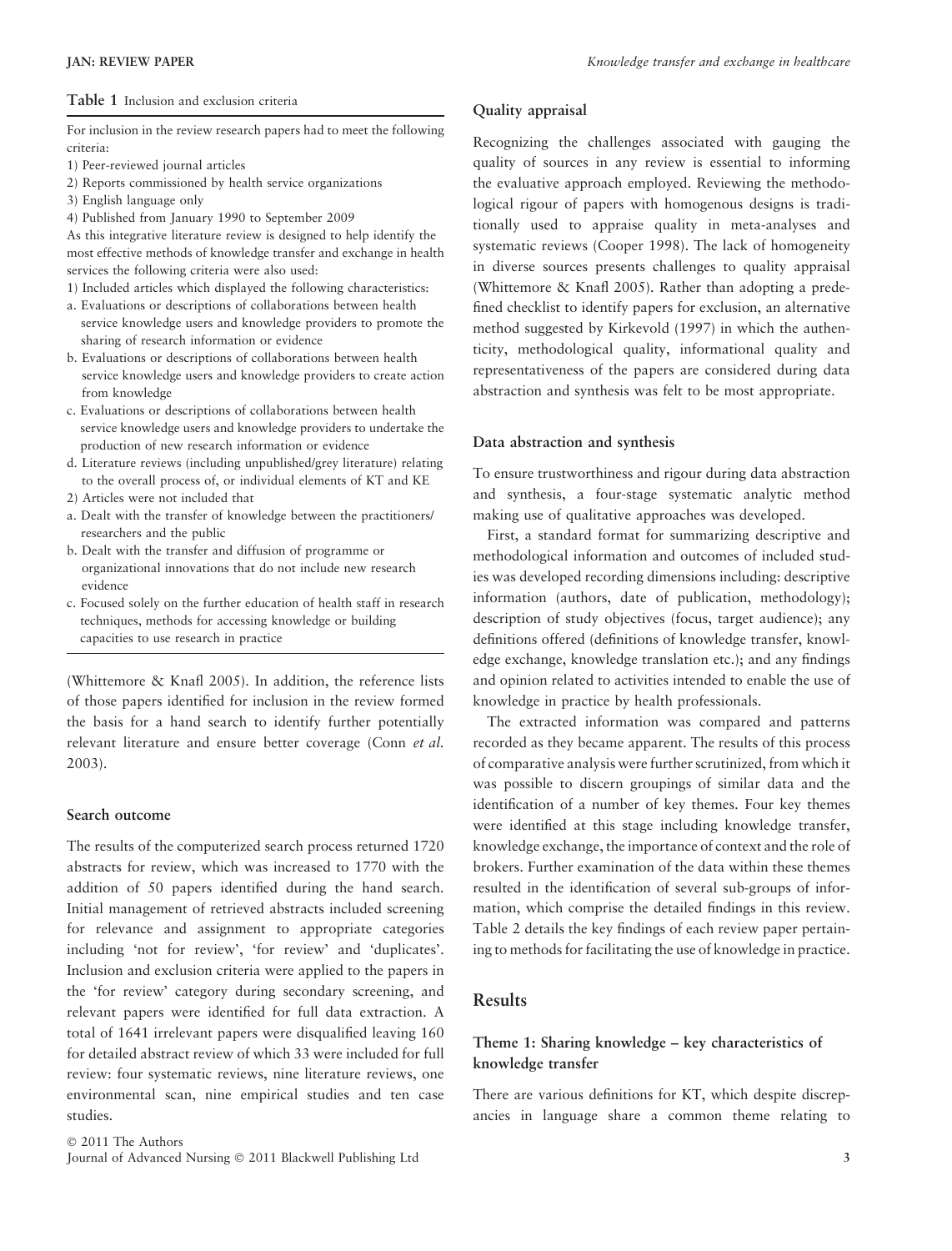**Table 1** Inclusion and exclusion criteria

For inclusion in the review research papers had to meet the following criteria:

1) Peer-reviewed journal articles
2) Reports commissioned by health service organizations
3) English language only
4) Published from January 1990 to September 2009

As this integrative literature review is designed to help identify the most effective methods of knowledge transfer and exchange in health services the following criteria were also used:

1) Included articles which displayed the following characteristics:
   a. Evaluations or descriptions of collaborations between health service knowledge users and knowledge providers to promote the sharing of research information or evidence
   b. Evaluations or descriptions of collaborations between health service knowledge users and knowledge providers to create action from knowledge
   c. Evaluations or descriptions of collaborations between health service knowledge users and knowledge providers to undertake the production of new research information or evidence
   d. Literature reviews (including unpublished/grey literature) relating to the overall process of, or individual elements of KT and KE
2) Articles were not included that
   a. Dealt with the transfer of knowledge between the practitioners/researchers and the public
   b. Dealt with the transfer and diffusion of programme or organizational innovations that do not include new research evidence
   c. Focused solely on the further education of health staff in research techniques, methods for accessing knowledge or building capacities to use research in practice

(Whittemore & Knafl 2005). In addition, the reference lists of those papers identified for inclusion in the review formed the basis for a hand search to identify further potentially relevant literature and ensure better coverage (Conn *et al.* 2003).

### Search outcome

The results of the computerized search process returned 1720 abstracts for review, which was increased to 1770 with the addition of 50 papers identified during the hand search. Initial management of retrieved abstracts included screening for relevance and assignment to appropriate categories including 'not for review', 'for review' and 'duplicates'. Inclusion and exclusion criteria were applied to the papers in the 'for review' category during secondary screening, and relevant papers were identified for full data extraction. A total of 1641 irrelevant papers were disqualified leaving 160 for detailed abstract review of which 33 were included for full review: four systematic reviews, nine literature reviews, one environmental scan, nine empirical studies and ten case studies.

### Quality appraisal

Recognizing the challenges associated with gauging the quality of sources in any review is essential to informing the evaluative approach employed. Reviewing the methodological rigour of papers with homogenous designs is traditionally used to appraise quality in meta-analyses and systematic reviews (Cooper 1998). The lack of homogeneity in diverse sources presents challenges to quality appraisal (Whittemore & Knafl 2005). Rather than adopting a predefined checklist to identify papers for exclusion, an alternative method suggested by Kirkevold (1997) in which the authenticity, methodological quality, informational quality and representativeness of the papers are considered during data abstraction and synthesis was felt to be most appropriate.

### Data abstraction and synthesis

To ensure trustworthiness and rigour during data abstraction and synthesis, a four-stage systematic analytic method making use of qualitative approaches was developed.

First, a standard format for summarizing descriptive and methodological information and outcomes of included studies was developed recording dimensions including: descriptive information (authors, date of publication, methodology); description of study objectives (focus, target audience); any definitions offered (definitions of knowledge transfer, knowledge exchange, knowledge translation etc.); and any findings and opinion related to activities intended to enable the use of knowledge in practice by health professionals.

The extracted information was compared and patterns recorded as they became apparent. The results of this process of comparative analysis were further scrutinized, from which it was possible to discern groupings of similar data and the identification of a number of key themes. Four key themes were identified at this stage including knowledge transfer, knowledge exchange, the importance of context and the role of brokers. Further examination of the data within these themes resulted in the identification of several sub-groups of information, which comprise the detailed findings in this review. Table 2 details the key findings of each review paper pertaining to methods for facilitating the use of knowledge in practice.

## Results

### Theme 1: Sharing knowledge – key characteristics of knowledge transfer

There are various definitions for KT, which despite discrepancies in language share a common theme relating to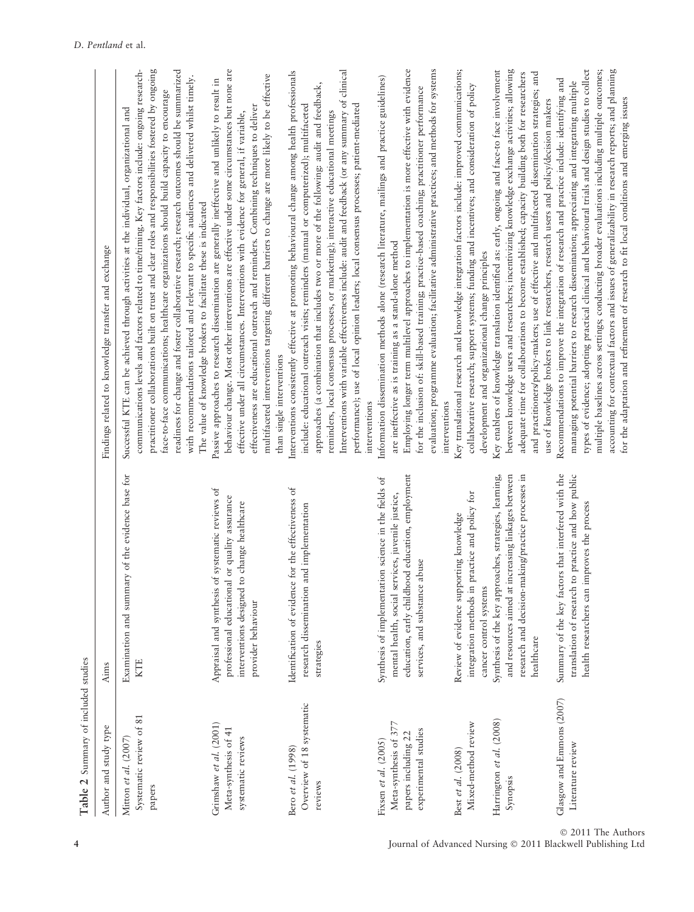**Table 2** Summary of included studies

| Author and study type | Aims | Findings related to knowledge transfer and exchange |
|---|---|---|
| Mitton *et al.* (2007) Systematic review of 81 papers | Examination and summary of the evidence base for KTE | Successful KTE can be achieved through activities at the individual, organizational and communications levels and factors related to time/timing. Key factors include: ongoing research-practitioner collaborations built on trust and clear roles and responsibilities fostered by ongoing face-to-face communications; healthcare organizations should build capacity to encourage readiness for change and foster collaborative research; research outcomes should be summarized with recommendations tailored and relevant to specific audiences and delivered whilst timely. The value of knowledge brokers to facilitate these is indicated |
| Grimshaw *et al.* (2001) Meta-synthesis of 41 systematic reviews | Appraisal and synthesis of systematic reviews of professional educational or quality assurance interventions designed to change healthcare provider behaviour | Passive approaches to research dissemination are generally ineffective and unlikely to result in behaviour change. Most other interventions are effective under some circumstances but none are effective under all circumstances. Interventions with evidence for general, if variable, effectiveness are educational outreach and reminders. Combining techniques to deliver multifaceted interventions targeting different barriers to change are more likely to be effective than single interventions |
| Bero *et al.* (1998) Overview of 18 systematic reviews | Identification of evidence for the effectiveness of research dissemination and implementation strategies | Interventions consistently effective at promoting behavioural change among health professionals include: educational outreach visits; reminders (manual or computerized); multifaceted approaches (a combination that includes two or more of the following: audit and feedback, reminders, local consensus processes, or marketing); interactive educational meetings. Interventions with variable effectiveness include: audit and feedback (or any summary of clinical performance); use of local opinion leaders; local consensus processes; patient-mediated interventions |
| Fixsen *et al.* (2005) Meta-synthesis of 377 papers including 22 experimental studies | Synthesis of implementation science in the fields of mental health, social services, juvenile justice, education, early childhood education, employment services, and substance abuse | Information dissemination methods alone (research literature, mailings and practice guidelines) are ineffective as is training as a stand-alone method. Employing longer term multilevel approaches to implementation is more effective with evidence for the inclusion of: skill-based training; practice-based coaching; practitioner performance evaluation; programme evaluation; facilitative administrative practices; and methods for systems interventions |
| Best *et al.* (2008) Mixed-method review | Review of evidence supporting knowledge integration methods in practice and policy for cancer control systems | Key translational research and knowledge integration factors include: improved communications; collaborative research; support systems; funding and incentives; and consideration of policy development and organizational change principles |
| Harrington *et al.* (2008) Synopsis | Synthesis of the key approaches, strategies, learning, and resources aimed at increasing linkages between research and decision-making/practice processes in healthcare | Key enablers of knowledge translation identified as: early, ongoing and face-to-face involvement between knowledge users and researchers; incentivizing knowledge exchange activities; allowing adequate time for collaborations to become established; capacity building both for researchers and practitioners/policy-makers; use of effective and multifaceted dissemination strategies; and use of knowledge brokers to link researchers, research users and policy/decision makers |
| Glasgow and Emmons (2007) Literature review | Summary of the key factors that interfered with the translation of research to practice and how public health researchers can improves the process | Recommendations to improve the integration of research and practice include: identifying and managing potential barriers to research dissemination; appreciating and integrating multiple types of evidence; adopting practical clinical and behavioural trials and design studies to collect multiple baselines across settings; conducting broader evaluations including multiple outcomes; accounting for contextual factors and issues of generalizability in research reports; and planning for the adaptation and refinement of research to fit local conditions and emerging issues |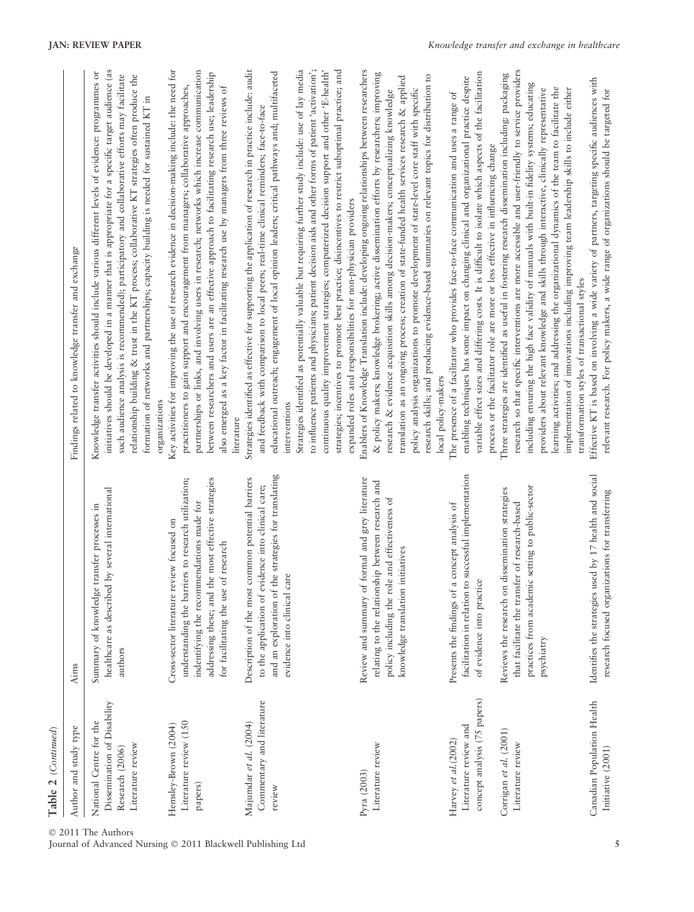**Table 2** (*Continued*)

| Author and study type | Aims | Findings related to knowledge transfer and exchange |
| --- | --- | --- |
| National Centre for the Dissemination of Disability Research (2006) Literature review | Summary of knowledge transfer processes in healthcare as described by several international authors | Knowledge transfer activities should include various different levels of evidence: programmes or initiatives should be developed in a manner that is appropriate for a specific target audience (as such audience analysis is recommended); participatory and collaborative efforts may facilitate relationship building & trust in the KT process; collaborative KT strategies often produce the formation of networks and partnerships; capacity building is needed for sustained KT in organizations |
| Hemsley-Brown (2004) Literature review (150 papers) | Cross-sector literature review focused on understanding the barriers to research utilization; indentifying the recommendations made for addressing these; and the most effective strategies for facilitating the use of research | Key activities for improving the use of research evidence in decision-making include: the need for practitioners to gain support and encouragement from managers; collaborative approaches, partnerships or links, and involving users in research; networks which increase communication between researchers and users are an effective approach to facilitating research use; leadership also emerged as a key factor in facilitating research use by managers from three reviews of literature |
| Majumdar *et al.* (2004) Commentary and literature review | Description of the most common potential barriers to the application of evidence into clinical care; and an exploration of the strategies for translating evidence into clinical care | Strategies identified as effective for supporting the application of research in practice include: audit and feedback with comparison to local peers; real-time clinical reminders; face-to-face educational outreach; engagement of local opinion leaders; critical pathways and; multifaceted interventions<br>Strategies identified as potentially valuable but requiring further study include: use of lay media to influence patients and physicians; patient decision aids and other forms of patient 'activation'; continuous quality improvement strategies; computerized decision support and other 'E-health' strategies; incentives to promote best practice; disincentives to restrict suboptimal practice; and expanded roles and responsibilities for non-physician providers |
| Pyra (2003) Literature review | Review and summary of formal and grey literature relating to the relationship between research and policy including the role and effectiveness of knowledge translation initiatives | Enablers of Knowledge Translation include: developing ongoing relationships between researchers & policy makers; knowledge brokering; active dissemination efforts by researchers; improving research & evidence acquisition skills among decision-makers; conceptualizing knowledge translation as an ongoing process; creation of state-funded health services research & applied policy analysis organizations to promote development of state-level core staff with specific research skills; and producing evidence-based summaries on relevant topics for distribution to local policy-makers |
| Harvey *et al.*(2002) Literature review and concept analysis (75 papers) | Presents the findings of a concept analysis of facilitation in relation to successful implementation of evidence into practice | The presence of a facilitator who provides face-to-face communication and uses a range of enabling techniques has some impact on changing clinical and organizational practice despite variable effect sizes and differing costs. It is difficult to isolate which aspects of the facilitation process or the facilitator role are more or less effective in influencing change |
| Corrigan *et al.* (2001) Literature review | Reviews the research on dissemination strategies that facilitate the transfer of research-based practices from academic setting to public-sector psychiatry | Three strategies are identified as useful in fostering research dissemination including: packaging research so that specific interventions are more accessible and user-friendly to service providers including ensuring the high face validity of manuals with built-in fidelity systems; educating providers about relevant knowledge and skills through interactive, clinically representative learning activities; and addressing the organizational dynamics of the team to facilitate the implementation of innovations including improving team leadership skills to include either transformation styles of transactional styles |
| Canadian Population Health Initiative (2001) | Identifies the strategies used by 17 health and social research focused organizations for transferring | Effective KT is based on involving a wide variety of partners, targeting specific audiences with relevant research. For policy makers, a wide range of organizations should be targeted for |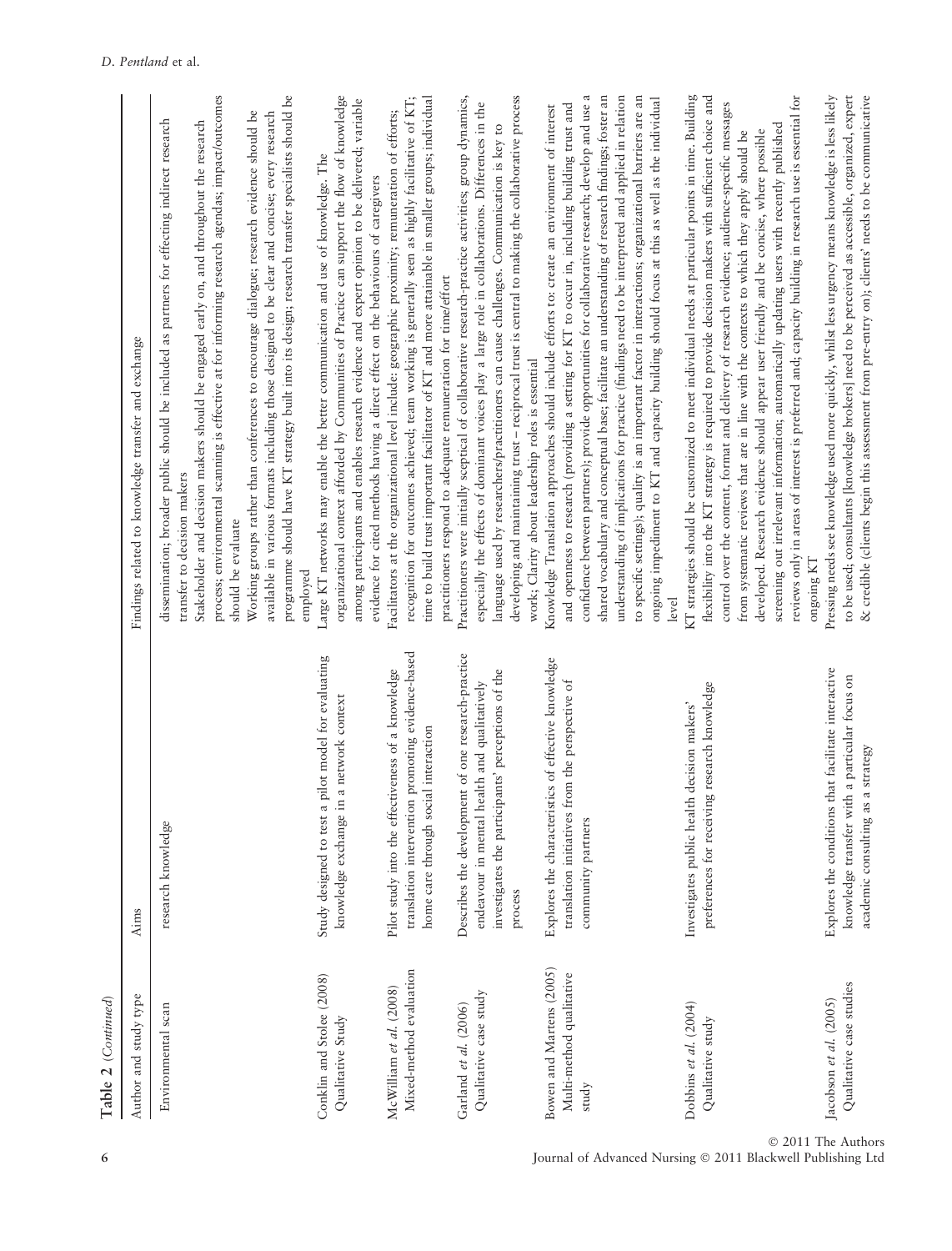**Table 2** (*Continued*)

| Author and study type | Aims | Findings related to knowledge transfer and exchange |
|---|---|---|
| Environmental scan | research knowledge | dissemination; broader public should be included as partners for effecting indirect research transfer to decision makers<br>Stakeholder and decision makers should be engaged early on, and throughout the research process; environmental scanning is effective at for informing research agendas; impact/outcomes should be evaluate<br>Working groups rather than conferences to encourage dialogue; research evidence should be available in various formats including those designed to be clear and concise; every research programme should have KT strategy built into its design; research transfer specialists should be employed |
| Conklin and Stolee (2008)<br>Qualitative Study | Study designed to test a pilot model for evaluating knowledge exchange in a network context | Large KT networks may enable the better communication and use of knowledge. The organizational context afforded by Communities of Practice can support the flow of knowledge among participants and enables research evidence and expert opinion to be delivered; variable evidence for cited methods having a direct effect on the behaviours of caregivers |
| McWilliam *et al.* (2008)<br>Mixed-method evaluation | Pilot study into the effectiveness of a knowledge translation intervention promoting evidence-based home care through social interaction | Facilitators at the organizational level include: geographic proximity; remuneration of efforts; recognition for outcomes achieved; team working is generally seen as highly facilitative of KT; time to build trust important facilitator of KT and more attainable in smaller groups; individual practitioners respond to adequate remuneration for time/effort |
| Garland *et al.* (2006)<br>Qualitative case study | Describes the development of one research-practice endeavour in mental health and qualitatively investigates the participants' perceptions of the process | Practitioners were initially sceptical of collaborative research-practice activities; group dynamics, especially the effects of dominant voices play a large role in collaborations. Differences in the language used by researchers/practitioners can cause challenges. Communication is key to developing and maintaining trust – reciprocal trust is central to making the collaborative process work; Clarity about leadership roles is essential |
| Bowen and Martens (2005)<br>Multi-method qualitative study | Explores the characteristics of effective knowledge translation initiatives from the perspective of community partners | Knowledge Translation approaches should include efforts to: create an environment of interest and openness to research (providing a setting for KT to occur in, including building trust and confidence between partners); provide opportunities for collaborative research; develop and use a shared vocabulary and conceptual base; facilitate an understanding of research findings; foster an understanding of implications for practice (findings need to be interpreted and applied in relation to specific settings); quality is an important factor in interactions; organizational barriers are an ongoing impediment to KT and capacity building should focus at this as well as the individual level |
| Dobbins *et al.* (2004)<br>Qualitative study | Investigates public health decision makers' preferences for receiving research knowledge | KT strategies should be customized to meet individual needs at particular points in time. Building flexibility into the KT strategy is required to provide decision makers with sufficient choice and control over the content, format and delivery of research evidence; audience-specific messages from systematic reviews that are in line with the contexts to which they apply should be developed. Research evidence should appear user friendly and be concise, where possible screening out irrelevant information; automatically updating users with recently published reviews only in areas of interest is preferred and; capacity building in research use is essential for ongoing KT |
| Jacobson *et al.* (2005)<br>Qualitative case studies | Explores the conditions that facilitate interactive knowledge transfer with a particular focus on academic consulting as a strategy | Pressing needs see knowledge used more quickly, whilst less urgency means knowledge is less likely to be used; consultants [knowledge brokers] need to be perceived as accessible, organized, expert & credible (clients begin this assessment from pre-entry on); clients' needs to be communicative |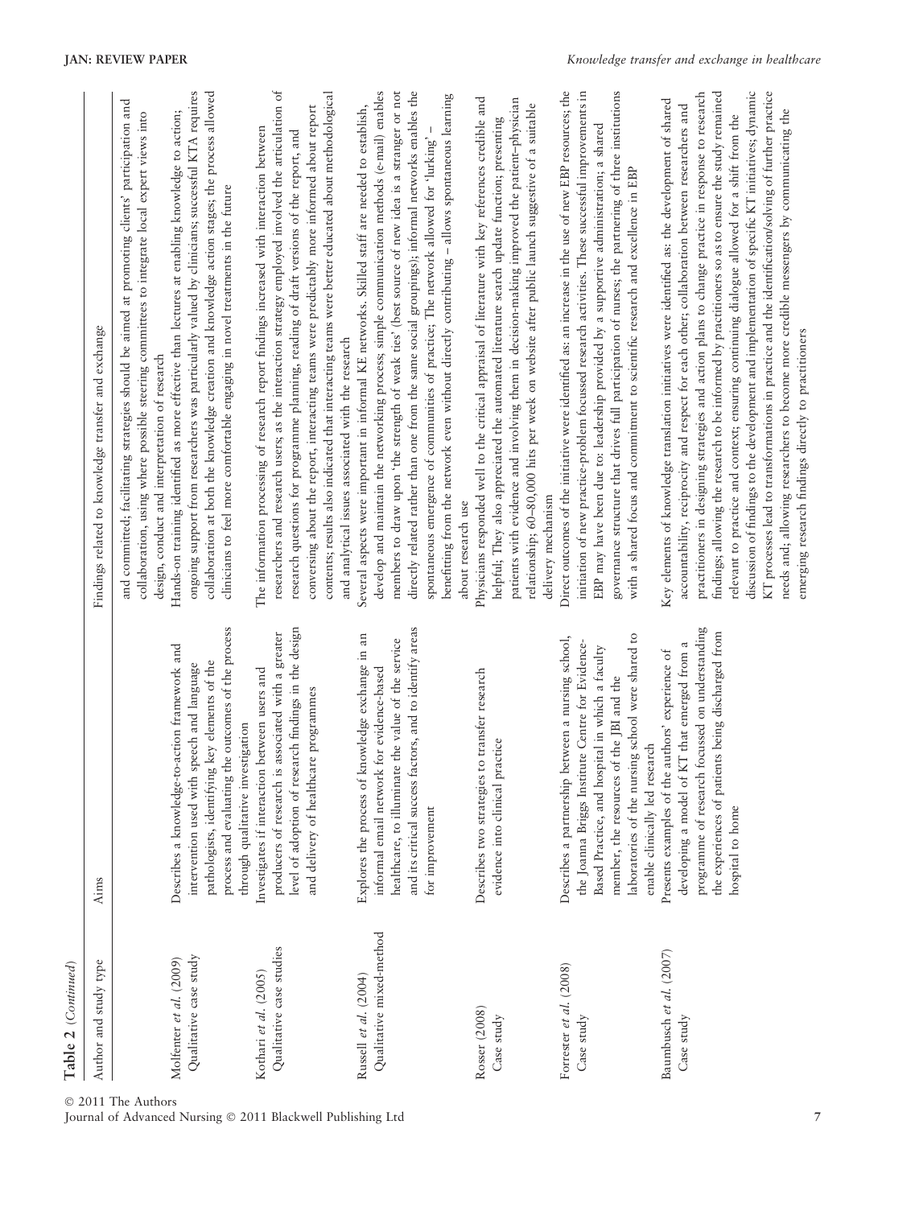Table 2 (Continued)

| Author and study type | Aims | Findings related to knowledge transfer and exchange |
|---|---|---|
| | | and committed; facilitating strategies should be aimed at promoting clients' participation and collaboration, using where possible steering committees to integrate local expert views into design, conduct and interpretation of research |
| Molfenter et al. (2009) Qualitative case study | Describes a knowledge-to-action framework and intervention used with speech and language pathologists, identifying key elements of the process and evaluating the outcomes of the process through qualitative investigation | Hands-on training identified as more effective than lectures at enabling knowledge to action; ongoing support from researchers was particularly valued by clinicians; successful KTA requires collaboration at both the knowledge creation and knowledge action stages; the process allowed clinicians to feel more comfortable engaging in novel treatments in the future |
| Kothari et al. (2005) Qualitative case studies | Investigates if interaction between users and producers of research is associated with a greater level of adoption of research findings in the design and delivery of healthcare programmes | The information processing of research report findings increased with interaction between researchers and research users; as the interaction strategy employed involved the articulation of research questions for programme planning, reading of draft versions of the report, and conversing about the report, interacting teams were predictably more informed about report contents; results also indicated that interacting teams were better educated about methodological and analytical issues associated with the research |
| Russell et al. (2004) Qualitative mixed-method | Explores the process of knowledge exchange in an informal email network for evidence-based healthcare, to illuminate the value of the service and its critical success factors, and to identify areas for improvement | Several aspects were important in informal KE networks. Skilled staff are needed to establish, develop and maintain the networking process; simple communication methods (e-mail) enables members to draw upon 'the strength of weak ties' (best source of new idea is a stranger or not directly related rather than one from the same social groupings); informal networks enables the spontaneous emergence of communities of practice; The network allowed for 'lurking' – benefitting from the network even without directly contributing – allows spontaneous learning about research use |
| Rosser (2008) Case study | Describes two strategies to transfer research evidence into clinical practice | Physicians responded well to the critical appraisal of literature with key references credible and helpful; They also appreciated the automated literature search update function; presenting patients with evidence and involving them in decision-making improved the patient–physician relationship; 60–80,000 hits per week on website after public launch suggestive of a suitable delivery mechanism |
| Forrester et al. (2008) Case study | Describes a partnership between a nursing school, the Joanna Briggs Institute Centre for Evidence-Based Practice, and hospital in which a faculty member, the resources of the JBI and the laboratories of the nursing school were shared to enable clinically led research | Direct outcomes of the initiative were identified as: an increase in the use of new EBP resources; the initiation of new practice-problem focussed research activities. These successful improvements in EBP may have been due to: leadership provided by a supportive administration; a shared governance structure that drives full participation of nurses; the partnering of three institutions with a shared focus and commitment to scientific research and excellence in EBP |
| Baumbusch et al. (2007) Case study | Presents examples of the authors' experience of developing a model of KT that emerged from a programme of research focussed on understanding the experiences of patients being discharged from hospital to home | Key elements of knowledge translation initiatives were identified as: the development of shared accountability, reciprocity and respect for each other; collaboration between researchers and practitioners in designing strategies and action plans to change practice in response to research findings; allowing the research to be informed by practitioners so as to ensure the study remained relevant to practice and context; ensuring continuing dialogue allowed for a shift from the discussion of findings to the development and implementation of specific KT initiatives; dynamic KT processes lead to transformations in practice and the identification/solving of further practice needs and; allowing researchers to become more credible messengers by communicating the emerging research findings directly to practitioners |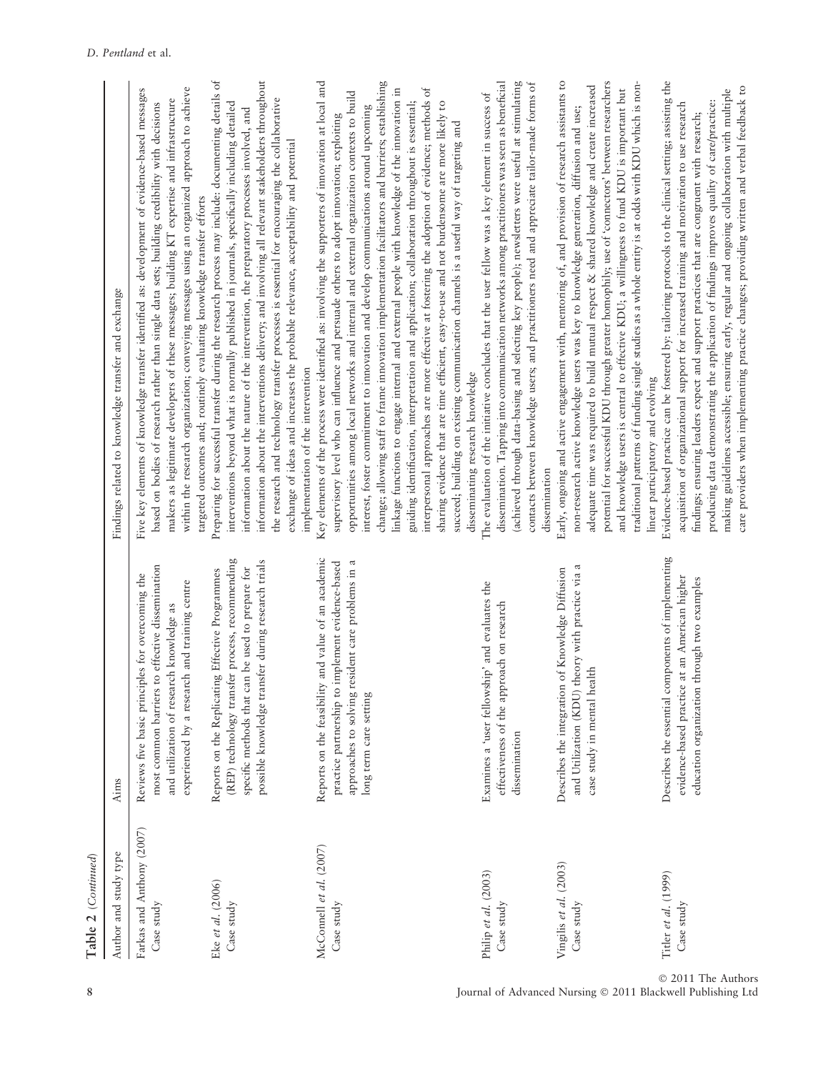**Table 2** (*Continued*)

| Author and study type | Aims | Findings related to knowledge transfer and exchange |
|---|---|---|
| Farkas and Anthony (2007) Case study | Reviews five basic principles for overcoming the most common barriers to effective dissemination and utilization of research knowledge as experienced by a research and training centre | Five key elements of knowledge transfer identified as: development of evidence-based messages based on bodies of research rather than single data sets; building credibility with decisions makers as legitimate developers of these messages; building KT expertise and infrastructure within the research organization; conveying messages using an organized approach to achieve targeted outcomes and; routinely evaluating knowledge transfer efforts |
| Eke *et al.* (2006) Case study | Reports on the Replicating Effective Programmes (REP) technology transfer process, recommending specific methods that can be used to prepare for possible knowledge transfer during research trials | Preparing for successful transfer during the research process may include: documenting details of interventions beyond what is normally published in journals, specifically including detailed information about the nature of the intervention, the preparatory processes involved, and information about the interventions delivery; and involving all relevant stakeholders throughout the research and technology transfer processes is essential for encouraging the collaborative exchange of ideas and increases the probable relevance, acceptability and potential implementation of the intervention |
| McConnell *et al.* (2007) Case study | Reports on the feasibility and value of an academic practice partnership to implement evidence-based approaches to solving resident care problems in a long term care setting | Key elements of the process were identified as: involving the supporters of innovation at local and supervisory level who can influence and persuade others to adopt innovation; exploiting opportunities among local networks and internal and external organization contexts to build interest, foster commitment to innovation and develop communications around upcoming change; allowing staff to frame innovation implementation facilitators and barriers; establishing linkage functions to engage internal and external people with knowledge of the innovation in guiding identification, interpretation and application; collaboration throughout is essential; interpersonal approaches are more effective at fostering the adoption of evidence; methods of sharing evidence that are time efficient, easy-to-use and not burdensome are more likely to succeed; building on existing communication channels is a useful way of targeting and disseminating research knowledge |
| Philip *et al.* (2003) Case study | Examines a 'user fellowship' and evaluates the effectiveness of the approach on research dissemination | The evaluation of the initiative concludes that the user fellow was a key element in success of dissemination. Tapping into communication networks among practitioners was seen as beneficial (achieved through data-basing and selecting key people); newsletters were useful at stimulating contacts between knowledge users; and practitioners need and appreciate tailor-made forms of dissemination |
| Vingilis *et al.* (2003) Case study | Describes the integration of Knowledge Diffusion and Utilization (KDU) theory with practice via a case study in mental health | Early, ongoing and active engagement with, mentoring of, and provision of research assistants to non-research active knowledge users was key to knowledge generation, diffusion and use; adequate time was required to build mutual respect & shared knowledge and create increased potential for successful KDU through greater homophily; use of 'connectors' between researchers and knowledge users is central to effective KDU; a willingness to fund KDU is important but traditional patterns of funding single studies as a whole entity is at odds with KDU which is non-linear participatory and evolving |
| Titler *et al.* (1999) Case study | Describes the essential components of implementing evidence-based practice at an American higher education organization through two examples | Evidence-based practice can be fostered by: tailoring protocols to the clinical setting; assisting the acquisition of organizational support for increased training and motivation to use research findings; ensuring leaders expect and support practices that are congruent with research; producing data demonstrating the application of findings improves quality of care/practice: making guidelines accessible; ensuring early, regular and ongoing collaboration with multiple care providers when implementing practice changes; providing written and verbal feedback to |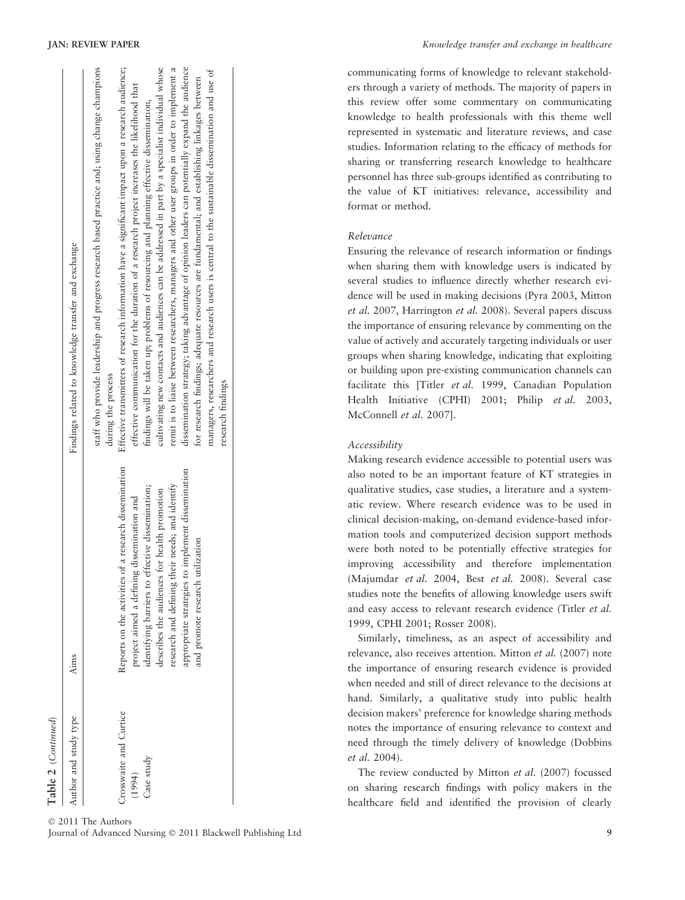**Table 2** (*Continued*)

| Author and study type | Aims | Findings related to knowledge transfer and exchange |
|---|---|---|
| | | staff who provide leadership and progress research based practice and; using change champions during the process |
| Crosswaite and Curtice (1994) Case study | Reports on the activities of a research dissemination project aimed a defining dissemination and identifying barriers to effective dissemination; describes the audiences for health promotion research and defining their needs; and identify appropriate strategies to implement dissemination and promote research utilization | Effective transmitters of research information have a significant impact upon a research audience; effective communication for the duration of a research project increases the likelihood that findings will be taken up; problems of resourcing and planning effective dissemination, cultivating new contacts and audiences can be addressed in part by a specialist individual whose remit is to liaise between researchers, managers and other user groups in order to implement a dissemination strategy; taking advantage of opinion leaders can potentially expand the audience for research findings; adequate resources are fundamental; and establishing linkages between managers, researchers and research users is central to the sustainable dissemination and use of research findings |

communicating forms of knowledge to relevant stakeholders through a variety of methods. The majority of papers in this review offer some commentary on communicating knowledge to health professionals with this theme well represented in systematic and literature reviews, and case studies. Information relating to the efficacy of methods for sharing or transferring research knowledge to healthcare personnel has three sub-groups identified as contributing to the value of KT initiatives: relevance, accessibility and format or method.

*Relevance*

Ensuring the relevance of research information or findings when sharing them with knowledge users is indicated by several studies to influence directly whether research evidence will be used in making decisions (Pyra 2003, Mitton *et al.* 2007, Harrington *et al.* 2008). Several papers discuss the importance of ensuring relevance by commenting on the value of actively and accurately targeting individuals or user groups when sharing knowledge, indicating that exploiting or building upon pre-existing communication channels can facilitate this [Titler *et al.* 1999, Canadian Population Health Initiative (CPHI) 2001; Philip *et al.* 2003, McConnell *et al.* 2007].

*Accessibility*

Making research evidence accessible to potential users was also noted to be an important feature of KT strategies in qualitative studies, case studies, a literature and a systematic review. Where research evidence was to be used in clinical decision-making, on-demand evidence-based information tools and computerized decision support methods were both noted to be potentially effective strategies for improving accessibility and therefore implementation (Majumdar *et al.* 2004, Best *et al.* 2008). Several case studies note the benefits of allowing knowledge users swift and easy access to relevant research evidence (Titler *et al.* 1999, CPHI 2001; Rosser 2008).

Similarly, timeliness, as an aspect of accessibility and relevance, also receives attention. Mitton *et al.* (2007) note the importance of ensuring research evidence is provided when needed and still of direct relevance to the decisions at hand. Similarly, a qualitative study into public health decision makers' preference for knowledge sharing methods notes the importance of ensuring relevance to context and need through the timely delivery of knowledge (Dobbins *et al.* 2004).

The review conducted by Mitton *et al.* (2007) focussed on sharing research findings with policy makers in the healthcare field and identified the provision of clearly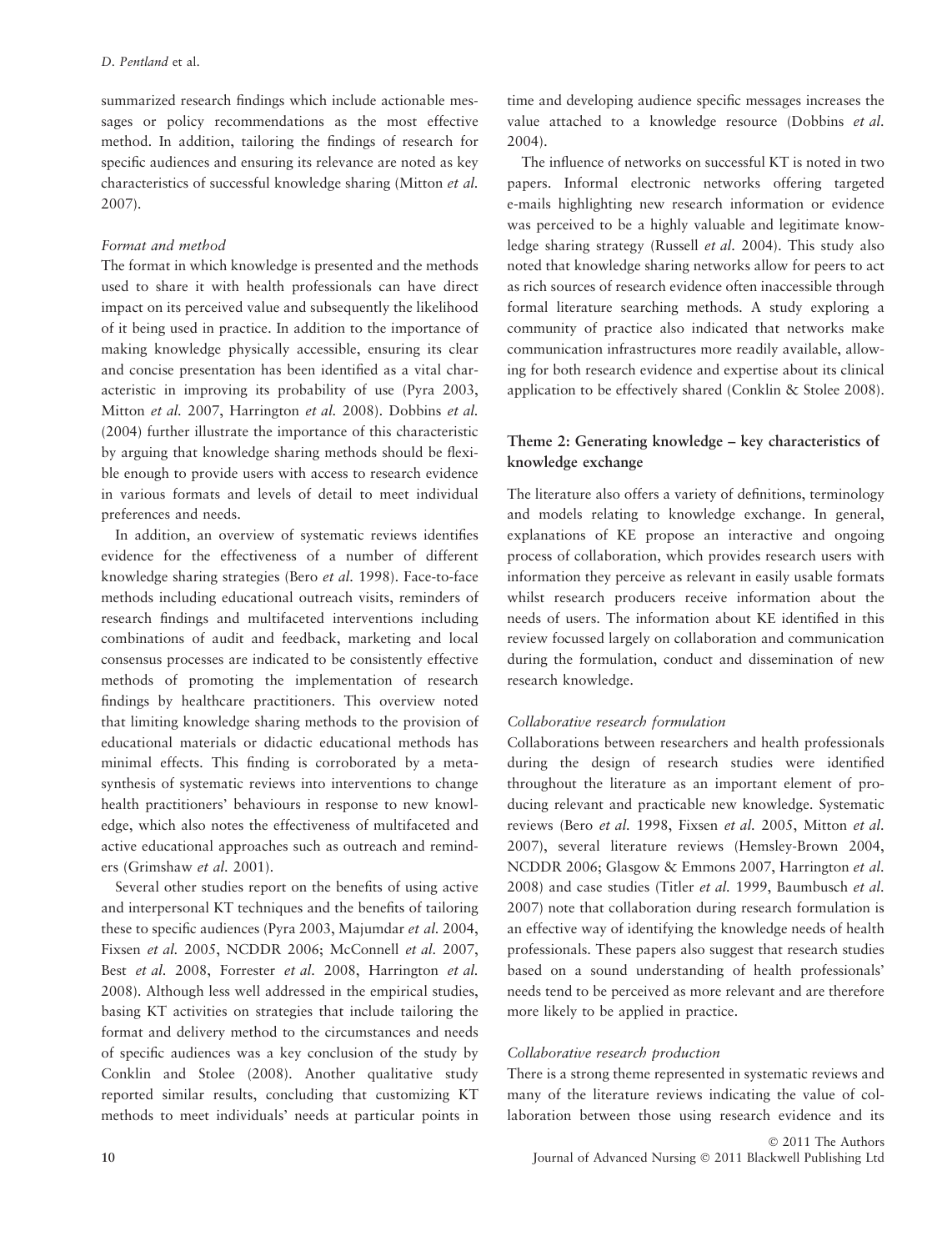summarized research findings which include actionable messages or policy recommendations as the most effective method. In addition, tailoring the findings of research for specific audiences and ensuring its relevance are noted as key characteristics of successful knowledge sharing (Mitton *et al.* 2007).

#### *Format and method*

The format in which knowledge is presented and the methods used to share it with health professionals can have direct impact on its perceived value and subsequently the likelihood of it being used in practice. In addition to the importance of making knowledge physically accessible, ensuring its clear and concise presentation has been identified as a vital characteristic in improving its probability of use (Pyra 2003, Mitton *et al.* 2007, Harrington *et al.* 2008). Dobbins *et al.* (2004) further illustrate the importance of this characteristic by arguing that knowledge sharing methods should be flexible enough to provide users with access to research evidence in various formats and levels of detail to meet individual preferences and needs.

In addition, an overview of systematic reviews identifies evidence for the effectiveness of a number of different knowledge sharing strategies (Bero *et al.* 1998). Face-to-face methods including educational outreach visits, reminders of research findings and multifaceted interventions including combinations of audit and feedback, marketing and local consensus processes are indicated to be consistently effective methods of promoting the implementation of research findings by healthcare practitioners. This overview noted that limiting knowledge sharing methods to the provision of educational materials or didactic educational methods has minimal effects. This finding is corroborated by a meta-synthesis of systematic reviews into interventions to change health practitioners' behaviours in response to new knowledge, which also notes the effectiveness of multifaceted and active educational approaches such as outreach and reminders (Grimshaw *et al.* 2001).

Several other studies report on the benefits of using active and interpersonal KT techniques and the benefits of tailoring these to specific audiences (Pyra 2003, Majumdar *et al.* 2004, Fixsen *et al.* 2005, NCDDR 2006; McConnell *et al.* 2007, Best *et al.* 2008, Forrester *et al.* 2008, Harrington *et al.* 2008). Although less well addressed in the empirical studies, basing KT activities on strategies that include tailoring the format and delivery method to the circumstances and needs of specific audiences was a key conclusion of the study by Conklin and Stolee (2008). Another qualitative study reported similar results, concluding that customizing KT methods to meet individuals' needs at particular points in time and developing audience specific messages increases the value attached to a knowledge resource (Dobbins *et al.* 2004).

The influence of networks on successful KT is noted in two papers. Informal electronic networks offering targeted e-mails highlighting new research information or evidence was perceived to be a highly valuable and legitimate knowledge sharing strategy (Russell *et al.* 2004). This study also noted that knowledge sharing networks allow for peers to act as rich sources of research evidence often inaccessible through formal literature searching methods. A study exploring a community of practice also indicated that networks make communication infrastructures more readily available, allowing for both research evidence and expertise about its clinical application to be effectively shared (Conklin & Stolee 2008).

### Theme 2: Generating knowledge – key characteristics of knowledge exchange

The literature also offers a variety of definitions, terminology and models relating to knowledge exchange. In general, explanations of KE propose an interactive and ongoing process of collaboration, which provides research users with information they perceive as relevant in easily usable formats whilst research producers receive information about the needs of users. The information about KE identified in this review focussed largely on collaboration and communication during the formulation, conduct and dissemination of new research knowledge.

#### *Collaborative research formulation*

Collaborations between researchers and health professionals during the design of research studies were identified throughout the literature as an important element of producing relevant and practicable new knowledge. Systematic reviews (Bero *et al.* 1998, Fixsen *et al.* 2005, Mitton *et al.* 2007), several literature reviews (Hemsley-Brown 2004, NCDDR 2006; Glasgow & Emmons 2007, Harrington *et al.* 2008) and case studies (Titler *et al.* 1999, Baumbusch *et al.* 2007) note that collaboration during research formulation is an effective way of identifying the knowledge needs of health professionals. These papers also suggest that research studies based on a sound understanding of health professionals' needs tend to be perceived as more relevant and are therefore more likely to be applied in practice.

#### *Collaborative research production*

There is a strong theme represented in systematic reviews and many of the literature reviews indicating the value of collaboration between those using research evidence and its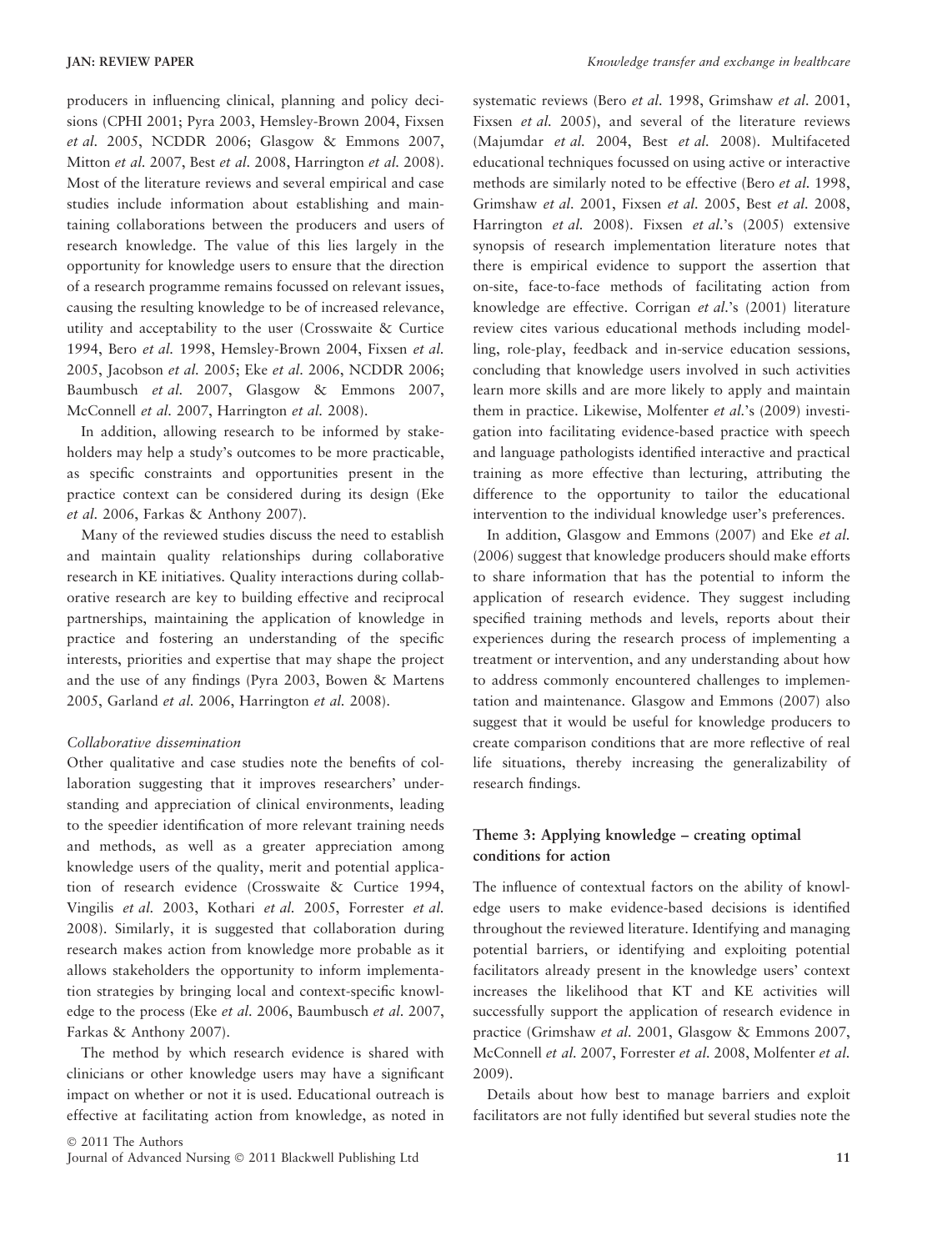producers in influencing clinical, planning and policy decisions (CPHI 2001; Pyra 2003, Hemsley-Brown 2004, Fixsen *et al.* 2005, NCDDR 2006; Glasgow & Emmons 2007, Mitton *et al.* 2007, Best *et al.* 2008, Harrington *et al.* 2008). Most of the literature reviews and several empirical and case studies include information about establishing and maintaining collaborations between the producers and users of research knowledge. The value of this lies largely in the opportunity for knowledge users to ensure that the direction of a research programme remains focussed on relevant issues, causing the resulting knowledge to be of increased relevance, utility and acceptability to the user (Crosswaite & Curtice 1994, Bero *et al.* 1998, Hemsley-Brown 2004, Fixsen *et al.* 2005, Jacobson *et al.* 2005; Eke *et al.* 2006, NCDDR 2006; Baumbusch *et al.* 2007, Glasgow & Emmons 2007, McConnell *et al.* 2007, Harrington *et al.* 2008).

In addition, allowing research to be informed by stakeholders may help a study's outcomes to be more practicable, as specific constraints and opportunities present in the practice context can be considered during its design (Eke *et al.* 2006, Farkas & Anthony 2007).

Many of the reviewed studies discuss the need to establish and maintain quality relationships during collaborative research in KE initiatives. Quality interactions during collaborative research are key to building effective and reciprocal partnerships, maintaining the application of knowledge in practice and fostering an understanding of the specific interests, priorities and expertise that may shape the project and the use of any findings (Pyra 2003, Bowen & Martens 2005, Garland *et al.* 2006, Harrington *et al.* 2008).

#### *Collaborative dissemination*

Other qualitative and case studies note the benefits of collaboration suggesting that it improves researchers' understanding and appreciation of clinical environments, leading to the speedier identification of more relevant training needs and methods, as well as a greater appreciation among knowledge users of the quality, merit and potential application of research evidence (Crosswaite & Curtice 1994, Vingilis *et al.* 2003, Kothari *et al.* 2005, Forrester *et al.* 2008). Similarly, it is suggested that collaboration during research makes action from knowledge more probable as it allows stakeholders the opportunity to inform implementation strategies by bringing local and context-specific knowledge to the process (Eke *et al.* 2006, Baumbusch *et al.* 2007, Farkas & Anthony 2007).

The method by which research evidence is shared with clinicians or other knowledge users may have a significant impact on whether or not it is used. Educational outreach is effective at facilitating action from knowledge, as noted in systematic reviews (Bero *et al.* 1998, Grimshaw *et al.* 2001, Fixsen *et al.* 2005), and several of the literature reviews (Majumdar *et al.* 2004, Best *et al.* 2008). Multifaceted educational techniques focussed on using active or interactive methods are similarly noted to be effective (Bero *et al.* 1998, Grimshaw *et al.* 2001, Fixsen *et al.* 2005, Best *et al.* 2008, Harrington *et al.* 2008). Fixsen *et al.*'s (2005) extensive synopsis of research implementation literature notes that there is empirical evidence to support the assertion that on-site, face-to-face methods of facilitating action from knowledge are effective. Corrigan *et al.*'s (2001) literature review cites various educational methods including modelling, role-play, feedback and in-service education sessions, concluding that knowledge users involved in such activities learn more skills and are more likely to apply and maintain them in practice. Likewise, Molfenter *et al.*'s (2009) investigation into facilitating evidence-based practice with speech and language pathologists identified interactive and practical training as more effective than lecturing, attributing the difference to the opportunity to tailor the educational intervention to the individual knowledge user's preferences.

In addition, Glasgow and Emmons (2007) and Eke *et al.* (2006) suggest that knowledge producers should make efforts to share information that has the potential to inform the application of research evidence. They suggest including specified training methods and levels, reports about their experiences during the research process of implementing a treatment or intervention, and any understanding about how to address commonly encountered challenges to implementation and maintenance. Glasgow and Emmons (2007) also suggest that it would be useful for knowledge producers to create comparison conditions that are more reflective of real life situations, thereby increasing the generalizability of research findings.

### Theme 3: Applying knowledge – creating optimal conditions for action

The influence of contextual factors on the ability of knowledge users to make evidence-based decisions is identified throughout the reviewed literature. Identifying and managing potential barriers, or identifying and exploiting potential facilitators already present in the knowledge users' context increases the likelihood that KT and KE activities will successfully support the application of research evidence in practice (Grimshaw *et al.* 2001, Glasgow & Emmons 2007, McConnell *et al.* 2007, Forrester *et al.* 2008, Molfenter *et al.* 2009).

Details about how best to manage barriers and exploit facilitators are not fully identified but several studies note the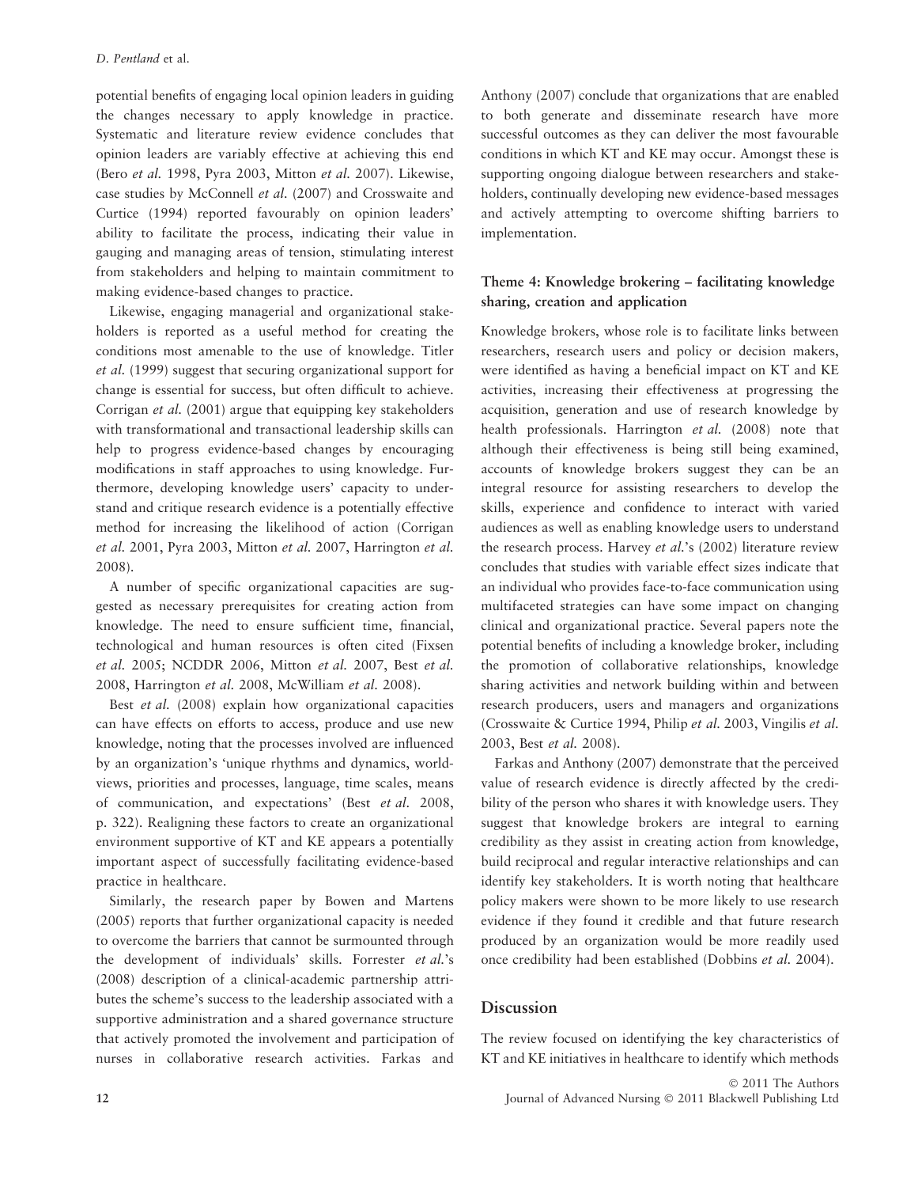potential benefits of engaging local opinion leaders in guiding the changes necessary to apply knowledge in practice. Systematic and literature review evidence concludes that opinion leaders are variably effective at achieving this end (Bero *et al.* 1998, Pyra 2003, Mitton *et al.* 2007). Likewise, case studies by McConnell *et al.* (2007) and Crosswaite and Curtice (1994) reported favourably on opinion leaders' ability to facilitate the process, indicating their value in gauging and managing areas of tension, stimulating interest from stakeholders and helping to maintain commitment to making evidence-based changes to practice.

Likewise, engaging managerial and organizational stakeholders is reported as a useful method for creating the conditions most amenable to the use of knowledge. Titler *et al.* (1999) suggest that securing organizational support for change is essential for success, but often difficult to achieve. Corrigan *et al.* (2001) argue that equipping key stakeholders with transformational and transactional leadership skills can help to progress evidence-based changes by encouraging modifications in staff approaches to using knowledge. Furthermore, developing knowledge users' capacity to understand and critique research evidence is a potentially effective method for increasing the likelihood of action (Corrigan *et al.* 2001, Pyra 2003, Mitton *et al.* 2007, Harrington *et al.* 2008).

A number of specific organizational capacities are suggested as necessary prerequisites for creating action from knowledge. The need to ensure sufficient time, financial, technological and human resources is often cited (Fixsen *et al.* 2005; NCDDR 2006, Mitton *et al.* 2007, Best *et al.* 2008, Harrington *et al.* 2008, McWilliam *et al.* 2008).

Best *et al.* (2008) explain how organizational capacities can have effects on efforts to access, produce and use new knowledge, noting that the processes involved are influenced by an organization's 'unique rhythms and dynamics, worldviews, priorities and processes, language, time scales, means of communication, and expectations' (Best *et al.* 2008, p. 322). Realigning these factors to create an organizational environment supportive of KT and KE appears a potentially important aspect of successfully facilitating evidence-based practice in healthcare.

Similarly, the research paper by Bowen and Martens (2005) reports that further organizational capacity is needed to overcome the barriers that cannot be surmounted through the development of individuals' skills. Forrester *et al.*'s (2008) description of a clinical-academic partnership attributes the scheme's success to the leadership associated with a supportive administration and a shared governance structure that actively promoted the involvement and participation of nurses in collaborative research activities. Farkas and Anthony (2007) conclude that organizations that are enabled to both generate and disseminate research have more successful outcomes as they can deliver the most favourable conditions in which KT and KE may occur. Amongst these is supporting ongoing dialogue between researchers and stakeholders, continually developing new evidence-based messages and actively attempting to overcome shifting barriers to implementation.

### Theme 4: Knowledge brokering – facilitating knowledge sharing, creation and application

Knowledge brokers, whose role is to facilitate links between researchers, research users and policy or decision makers, were identified as having a beneficial impact on KT and KE activities, increasing their effectiveness at progressing the acquisition, generation and use of research knowledge by health professionals. Harrington *et al.* (2008) note that although their effectiveness is being still being examined, accounts of knowledge brokers suggest they can be an integral resource for assisting researchers to develop the skills, experience and confidence to interact with varied audiences as well as enabling knowledge users to understand the research process. Harvey *et al.*'s (2002) literature review concludes that studies with variable effect sizes indicate that an individual who provides face-to-face communication using multifaceted strategies can have some impact on changing clinical and organizational practice. Several papers note the potential benefits of including a knowledge broker, including the promotion of collaborative relationships, knowledge sharing activities and network building within and between research producers, users and managers and organizations (Crosswaite & Curtice 1994, Philip *et al.* 2003, Vingilis *et al.* 2003, Best *et al.* 2008).

Farkas and Anthony (2007) demonstrate that the perceived value of research evidence is directly affected by the credibility of the person who shares it with knowledge users. They suggest that knowledge brokers are integral to earning credibility as they assist in creating action from knowledge, build reciprocal and regular interactive relationships and can identify key stakeholders. It is worth noting that healthcare policy makers were shown to be more likely to use research evidence if they found it credible and that future research produced by an organization would be more readily used once credibility had been established (Dobbins *et al.* 2004).

## Discussion

The review focused on identifying the key characteristics of KT and KE initiatives in healthcare to identify which methods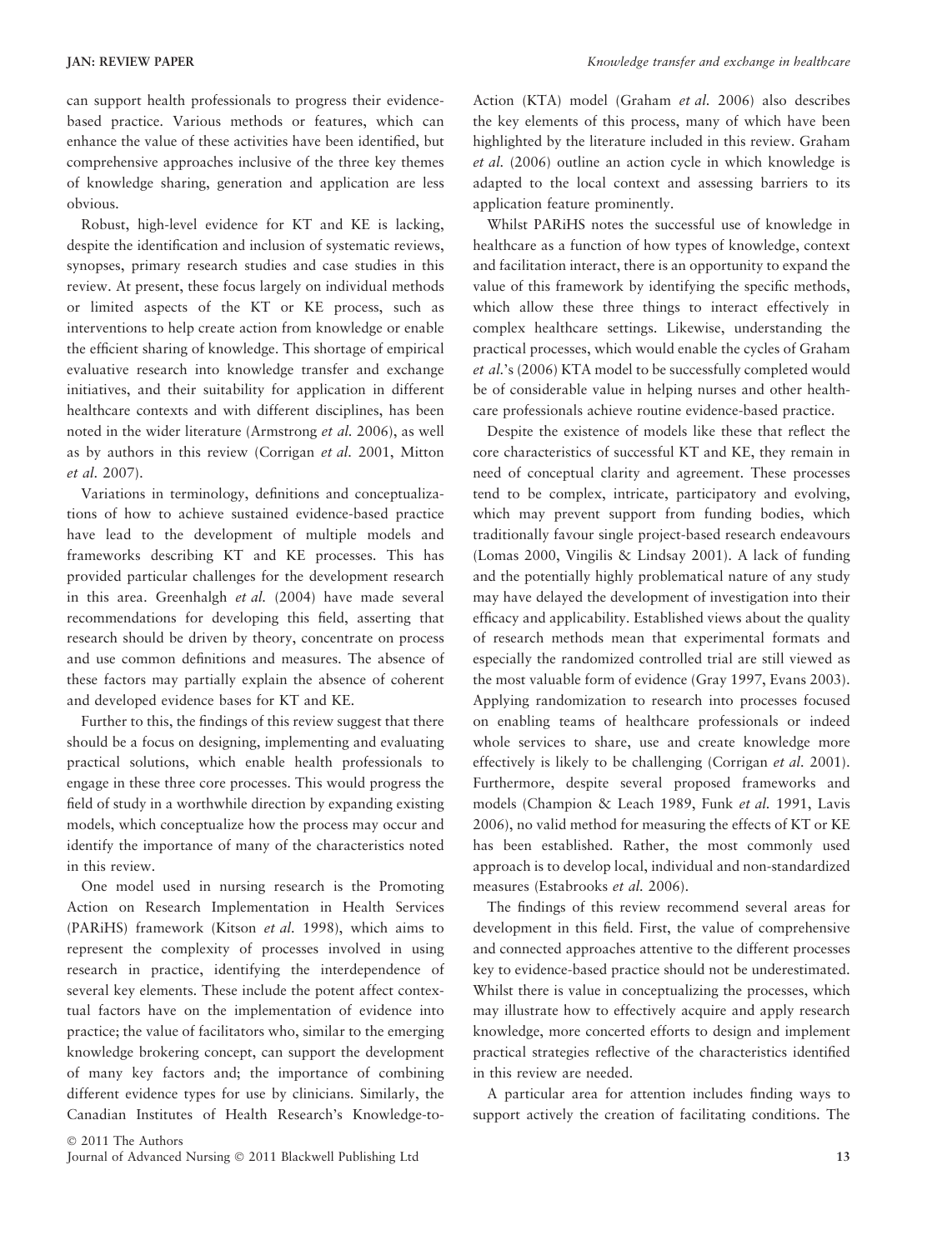can support health professionals to progress their evidence-based practice. Various methods or features, which can enhance the value of these activities have been identified, but comprehensive approaches inclusive of the three key themes of knowledge sharing, generation and application are less obvious.

Robust, high-level evidence for KT and KE is lacking, despite the identification and inclusion of systematic reviews, synopses, primary research studies and case studies in this review. At present, these focus largely on individual methods or limited aspects of the KT or KE process, such as interventions to help create action from knowledge or enable the efficient sharing of knowledge. This shortage of empirical evaluative research into knowledge transfer and exchange initiatives, and their suitability for application in different healthcare contexts and with different disciplines, has been noted in the wider literature (Armstrong *et al.* 2006), as well as by authors in this review (Corrigan *et al.* 2001, Mitton *et al.* 2007).

Variations in terminology, definitions and conceptualizations of how to achieve sustained evidence-based practice have lead to the development of multiple models and frameworks describing KT and KE processes. This has provided particular challenges for the development research in this area. Greenhalgh *et al.* (2004) have made several recommendations for developing this field, asserting that research should be driven by theory, concentrate on process and use common definitions and measures. The absence of these factors may partially explain the absence of coherent and developed evidence bases for KT and KE.

Further to this, the findings of this review suggest that there should be a focus on designing, implementing and evaluating practical solutions, which enable health professionals to engage in these three core processes. This would progress the field of study in a worthwhile direction by expanding existing models, which conceptualize how the process may occur and identify the importance of many of the characteristics noted in this review.

One model used in nursing research is the Promoting Action on Research Implementation in Health Services (PARiHS) framework (Kitson *et al.* 1998), which aims to represent the complexity of processes involved in using research in practice, identifying the interdependence of several key elements. These include the potent affect contextual factors have on the implementation of evidence into practice; the value of facilitators who, similar to the emerging knowledge brokering concept, can support the development of many key factors and; the importance of combining different evidence types for use by clinicians. Similarly, the Canadian Institutes of Health Research's Knowledge-to-Action (KTA) model (Graham *et al.* 2006) also describes the key elements of this process, many of which have been highlighted by the literature included in this review. Graham *et al.* (2006) outline an action cycle in which knowledge is adapted to the local context and assessing barriers to its application feature prominently.

Whilst PARiHS notes the successful use of knowledge in healthcare as a function of how types of knowledge, context and facilitation interact, there is an opportunity to expand the value of this framework by identifying the specific methods, which allow these three things to interact effectively in complex healthcare settings. Likewise, understanding the practical processes, which would enable the cycles of Graham *et al.*'s (2006) KTA model to be successfully completed would be of considerable value in helping nurses and other healthcare professionals achieve routine evidence-based practice.

Despite the existence of models like these that reflect the core characteristics of successful KT and KE, they remain in need of conceptual clarity and agreement. These processes tend to be complex, intricate, participatory and evolving, which may prevent support from funding bodies, which traditionally favour single project-based research endeavours (Lomas 2000, Vingilis & Lindsay 2001). A lack of funding and the potentially highly problematical nature of any study may have delayed the development of investigation into their efficacy and applicability. Established views about the quality of research methods mean that experimental formats and especially the randomized controlled trial are still viewed as the most valuable form of evidence (Gray 1997, Evans 2003). Applying randomization to research into processes focused on enabling teams of healthcare professionals or indeed whole services to share, use and create knowledge more effectively is likely to be challenging (Corrigan *et al.* 2001). Furthermore, despite several proposed frameworks and models (Champion & Leach 1989, Funk *et al.* 1991, Lavis 2006), no valid method for measuring the effects of KT or KE has been established. Rather, the most commonly used approach is to develop local, individual and non-standardized measures (Estabrooks *et al.* 2006).

The findings of this review recommend several areas for development in this field. First, the value of comprehensive and connected approaches attentive to the different processes key to evidence-based practice should not be underestimated. Whilst there is value in conceptualizing the processes, which may illustrate how to effectively acquire and apply research knowledge, more concerted efforts to design and implement practical strategies reflective of the characteristics identified in this review are needed.

A particular area for attention includes finding ways to support actively the creation of facilitating conditions. The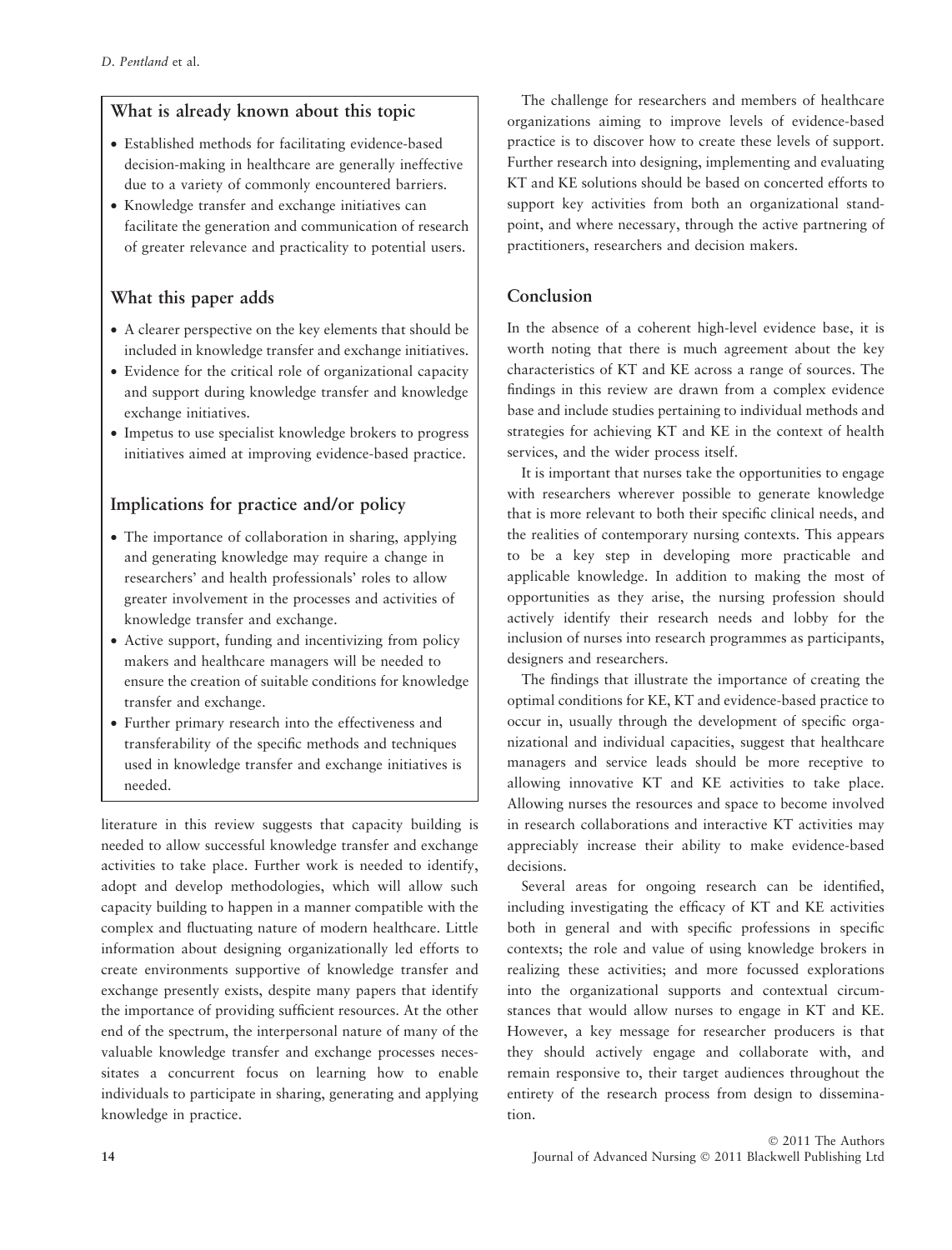## What is already known about this topic

- Established methods for facilitating evidence-based decision-making in healthcare are generally ineffective due to a variety of commonly encountered barriers.
- Knowledge transfer and exchange initiatives can facilitate the generation and communication of research of greater relevance and practicality to potential users.

## What this paper adds

- A clearer perspective on the key elements that should be included in knowledge transfer and exchange initiatives.
- Evidence for the critical role of organizational capacity and support during knowledge transfer and knowledge exchange initiatives.
- Impetus to use specialist knowledge brokers to progress initiatives aimed at improving evidence-based practice.

## Implications for practice and/or policy

- The importance of collaboration in sharing, applying and generating knowledge may require a change in researchers' and health professionals' roles to allow greater involvement in the processes and activities of knowledge transfer and exchange.
- Active support, funding and incentivizing from policy makers and healthcare managers will be needed to ensure the creation of suitable conditions for knowledge transfer and exchange.
- Further primary research into the effectiveness and transferability of the specific methods and techniques used in knowledge transfer and exchange initiatives is needed.

literature in this review suggests that capacity building is needed to allow successful knowledge transfer and exchange activities to take place. Further work is needed to identify, adopt and develop methodologies, which will allow such capacity building to happen in a manner compatible with the complex and fluctuating nature of modern healthcare. Little information about designing organizationally led efforts to create environments supportive of knowledge transfer and exchange presently exists, despite many papers that identify the importance of providing sufficient resources. At the other end of the spectrum, the interpersonal nature of many of the valuable knowledge transfer and exchange processes necessitates a concurrent focus on learning how to enable individuals to participate in sharing, generating and applying knowledge in practice.

The challenge for researchers and members of healthcare organizations aiming to improve levels of evidence-based practice is to discover how to create these levels of support. Further research into designing, implementing and evaluating KT and KE solutions should be based on concerted efforts to support key activities from both an organizational standpoint, and where necessary, through the active partnering of practitioners, researchers and decision makers.

## Conclusion

In the absence of a coherent high-level evidence base, it is worth noting that there is much agreement about the key characteristics of KT and KE across a range of sources. The findings in this review are drawn from a complex evidence base and include studies pertaining to individual methods and strategies for achieving KT and KE in the context of health services, and the wider process itself.

It is important that nurses take the opportunities to engage with researchers wherever possible to generate knowledge that is more relevant to both their specific clinical needs, and the realities of contemporary nursing contexts. This appears to be a key step in developing more practicable and applicable knowledge. In addition to making the most of opportunities as they arise, the nursing profession should actively identify their research needs and lobby for the inclusion of nurses into research programmes as participants, designers and researchers.

The findings that illustrate the importance of creating the optimal conditions for KE, KT and evidence-based practice to occur in, usually through the development of specific organizational and individual capacities, suggest that healthcare managers and service leads should be more receptive to allowing innovative KT and KE activities to take place. Allowing nurses the resources and space to become involved in research collaborations and interactive KT activities may appreciably increase their ability to make evidence-based decisions.

Several areas for ongoing research can be identified, including investigating the efficacy of KT and KE activities both in general and with specific professions in specific contexts; the role and value of using knowledge brokers in realizing these activities; and more focussed explorations into the organizational supports and contextual circumstances that would allow nurses to engage in KT and KE. However, a key message for researcher producers is that they should actively engage and collaborate with, and remain responsive to, their target audiences throughout the entirety of the research process from design to dissemination.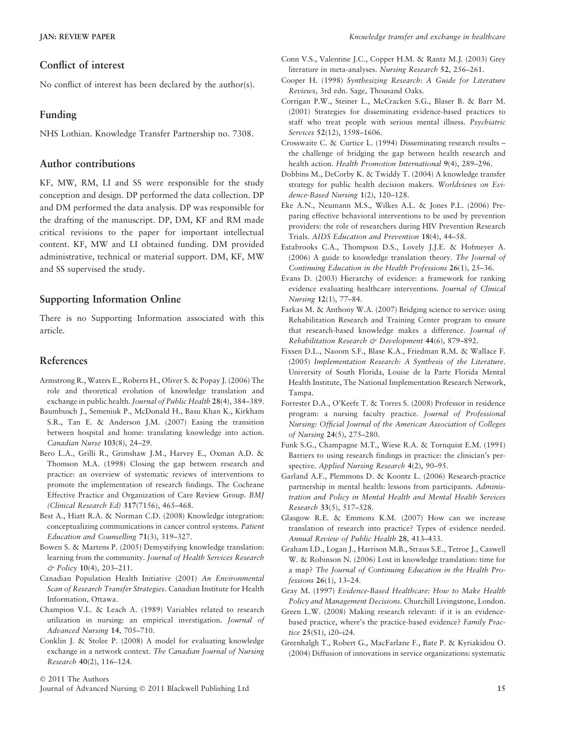## Conflict of interest

No conflict of interest has been declared by the author(s).

## Funding

NHS Lothian. Knowledge Transfer Partnership no. 7308.

## Author contributions

KF, MW, RM, LI and SS were responsible for the study conception and design. DP performed the data collection. DP and DM performed the data analysis. DP was responsible for the drafting of the manuscript. DP, DM, KF and RM made critical revisions to the paper for important intellectual content. KF, MW and LI obtained funding. DM provided administrative, technical or material support. DM, KF, MW and SS supervised the study.

## Supporting Information Online

There is no Supporting Information associated with this article.

## References

Armstrong R., Waters E., Roberts H., Oliver S. & Popay J. (2006) The role and theoretical evolution of knowledge translation and exchange in public health. *Journal of Public Health* **28**(4), 384–389.

Baumbusch J., Semeniuk P., McDonald H., Basu Khan K., Kirkham S.R., Tan E. & Anderson J.M. (2007) Easing the transition between hospital and home: translating knowledge into action. *Canadian Nurse* **103**(8), 24–29.

Bero L.A., Grilli R., Grimshaw J.M., Harvey E., Oxman A.D. & Thomson M.A. (1998) Closing the gap between research and practice: an overview of systematic reviews of interventions to promote the implementation of research findings. The Cochrane Effective Practice and Organization of Care Review Group. *BMJ (Clinical Research Ed)* **317**(7156), 465–468.

Best A., Hiatt R.A. & Norman C.D. (2008) Knowledge integration: conceptualizing communications in cancer control systems. *Patient Education and Counselling* **71**(3), 319–327.

Bowen S. & Martens P. (2005) Demystifying knowledge translation: learning from the community. *Journal of Health Services Research & Policy* **10**(4), 203–211.

Canadian Population Health Initiative (2001) *An Environmental Scan of Research Transfer Strategies*. Canadian Institute for Health Information, Ottawa.

Champion V.L. & Leach A. (1989) Variables related to research utilization in nursing: an empirical investigation. *Journal of Advanced Nursing* **14**, 705–710.

Conklin J. & Stolee P. (2008) A model for evaluating knowledge exchange in a network context. *The Canadian Journal of Nursing Research* **40**(2), 116–124.

Conn V.S., Valentine J.C., Copper H.M. & Rantz M.J. (2003) Grey literature in meta-analyses. *Nursing Research* **52**, 256–261.

Cooper H. (1998) *Synthesizing Research: A Guide for Literature Reviews*, 3rd edn. Sage, Thousand Oaks.

Corrigan P.W., Steiner L., McCracken S.G., Blaser B. & Barr M. (2001) Strategies for disseminating evidence-based practices to staff who treat people with serious mental illness. *Psychiatric Services* **52**(12), 1598–1606.

Crosswaite C. & Curtice L. (1994) Disseminating research results – the challenge of bridging the gap between health research and health action. *Health Promotion International* **9**(4), 289–296.

Dobbins M., DeCorby K. & Twiddy T. (2004) A knowledge transfer strategy for public health decision makers. *Worldviews on Evidence-Based Nursing* **1**(2), 120–128.

Eke A.N., Neumann M.S., Wilkes A.L. & Jones P.L. (2006) Preparing effective behavioral interventions to be used by prevention providers: the role of researchers during HIV Prevention Research Trials. *AIDS Education and Prevention* **18**(4), 44–58.

Estabrooks C.A., Thompson D.S., Lovely J.J.E. & Hofmeyer A. (2006) A guide to knowledge translation theory. *The Journal of Continuing Education in the Health Professions* **26**(1), 25–36.

Evans D. (2003) Hierarchy of evidence: a framework for ranking evidence evaluating healthcare interventions. *Journal of Clinical Nursing* **12**(1), 77–84.

Farkas M. & Anthony W.A. (2007) Bridging science to service: using Rehabilitation Research and Training Center program to ensure that research-based knowledge makes a difference. *Journal of Rehabilitation Research & Development* **44**(6), 879–892.

Fixsen D.L., Naoom S.F., Blase K.A., Friedman R.M. & Wallace F. (2005) *Implementation Research: A Synthesis of the Literature*. University of South Florida, Louise de la Parte Florida Mental Health Institute, The National Implementation Research Network, Tampa.

Forrester D.A., O'Keefe T. & Torres S. (2008) Professor in residence program: a nursing faculty practice. *Journal of Professional Nursing: Official Journal of the American Association of Colleges of Nursing* **24**(5), 275–280.

Funk S.G., Champagne M.T., Wiese R.A. & Tornquist E.M. (1991) Barriers to using research findings in practice: the clinician's perspective. *Applied Nursing Research* **4**(2), 90–95.

Garland A.F., Plemmons D. & Koontz L. (2006) Research-practice partnership in mental health: lessons from participants. *Administration and Policy in Mental Health and Mental Health Services Research* **33**(5), 517–528.

Glasgow R.E. & Emmons K.M. (2007) How can we increase translation of research into practice? Types of evidence needed. *Annual Review of Public Health* **28**, 413–433.

Graham I.D., Logan J., Harrison M.B., Straus S.E., Tetroe J., Caswell W. & Robinson N. (2006) Lost in knowledge translation: time for a map? *The Journal of Continuing Education in the Health Professions* **26**(1), 13–24.

Gray M. (1997) *Evidence-Based Healthcare: How to Make Health Policy and Management Decisions*. Churchill Livingstone, London.

Green L.W. (2008) Making research relevant: if it is an evidence-based practice, where's the practice-based evidence? *Family Practice* **25**(S1), i20–i24.

Greenhalgh T., Robert G., MacFarlane F., Bate P. & Kyriakidou O. (2004) Diffusion of innovations in service organizations: systematic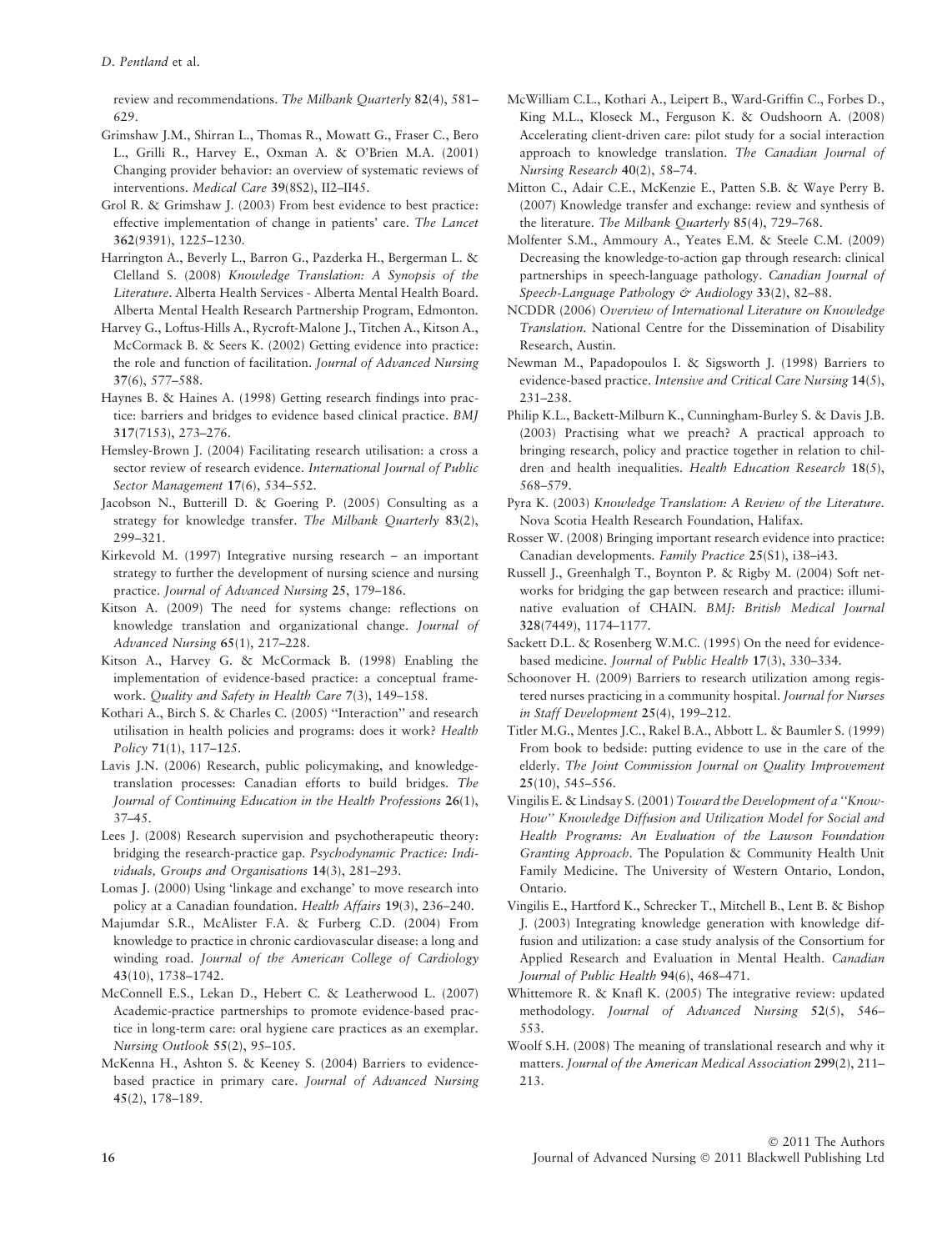review and recommendations. *The Milbank Quarterly* **82**(4), 581–629.

Grimshaw J.M., Shirran L., Thomas R., Mowatt G., Fraser C., Bero L., Grilli R., Harvey E., Oxman A. & O'Brien M.A. (2001) Changing provider behavior: an overview of systematic reviews of interventions. *Medical Care* **39**(8S2), II2–II45.

Grol R. & Grimshaw J. (2003) From best evidence to best practice: effective implementation of change in patients' care. *The Lancet* **362**(9391), 1225–1230.

Harrington A., Beverly L., Barron G., Pazderka H., Bergerman L. & Clelland S. (2008) *Knowledge Translation: A Synopsis of the Literature*. Alberta Health Services - Alberta Mental Health Board. Alberta Mental Health Research Partnership Program, Edmonton.

Harvey G., Loftus-Hills A., Rycroft-Malone J., Titchen A., Kitson A., McCormack B. & Seers K. (2002) Getting evidence into practice: the role and function of facilitation. *Journal of Advanced Nursing* **37**(6), 577–588.

Haynes B. & Haines A. (1998) Getting research findings into practice: barriers and bridges to evidence based clinical practice. *BMJ* **317**(7153), 273–276.

Hemsley-Brown J. (2004) Facilitating research utilisation: a cross a sector review of research evidence. *International Journal of Public Sector Management* **17**(6), 534–552.

Jacobson N., Butterill D. & Goering P. (2005) Consulting as a strategy for knowledge transfer. *The Milbank Quarterly* **83**(2), 299–321.

Kirkevold M. (1997) Integrative nursing research – an important strategy to further the development of nursing science and nursing practice. *Journal of Advanced Nursing* **25**, 179–186.

Kitson A. (2009) The need for systems change: reflections on knowledge translation and organizational change. *Journal of Advanced Nursing* **65**(1), 217–228.

Kitson A., Harvey G. & McCormack B. (1998) Enabling the implementation of evidence-based practice: a conceptual framework. *Quality and Safety in Health Care* **7**(3), 149–158.

Kothari A., Birch S. & Charles C. (2005) "Interaction" and research utilisation in health policies and programs: does it work? *Health Policy* **71**(1), 117–125.

Lavis J.N. (2006) Research, public policymaking, and knowledge-translation processes: Canadian efforts to build bridges. *The Journal of Continuing Education in the Health Professions* **26**(1), 37–45.

Lees J. (2008) Research supervision and psychotherapeutic theory: bridging the research-practice gap. *Psychodynamic Practice: Individuals, Groups and Organisations* **14**(3), 281–293.

Lomas J. (2000) Using 'linkage and exchange' to move research into policy at a Canadian foundation. *Health Affairs* **19**(3), 236–240.

Majumdar S.R., McAlister F.A. & Furberg C.D. (2004) From knowledge to practice in chronic cardiovascular disease: a long and winding road. *Journal of the American College of Cardiology* **43**(10), 1738–1742.

McConnell E.S., Lekan D., Hebert C. & Leatherwood L. (2007) Academic-practice partnerships to promote evidence-based practice in long-term care: oral hygiene care practices as an exemplar. *Nursing Outlook* **55**(2), 95–105.

McKenna H., Ashton S. & Keeney S. (2004) Barriers to evidence-based practice in primary care. *Journal of Advanced Nursing* **45**(2), 178–189.

McWilliam C.L., Kothari A., Leipert B., Ward-Griffin C., Forbes D., King M.L., Kloseck M., Ferguson K. & Oudshoorn A. (2008) Accelerating client-driven care: pilot study for a social interaction approach to knowledge translation. *The Canadian Journal of Nursing Research* **40**(2), 58–74.

Mitton C., Adair C.E., McKenzie E., Patten S.B. & Waye Perry B. (2007) Knowledge transfer and exchange: review and synthesis of the literature. *The Milbank Quarterly* **85**(4), 729–768.

Molfenter S.M., Ammoury A., Yeates E.M. & Steele C.M. (2009) Decreasing the knowledge-to-action gap through research: clinical partnerships in speech-language pathology. *Canadian Journal of Speech-Language Pathology & Audiology* **33**(2), 82–88.

NCDDR (2006) *Overview of International Literature on Knowledge Translation*. National Centre for the Dissemination of Disability Research, Austin.

Newman M., Papadopoulos I. & Sigsworth J. (1998) Barriers to evidence-based practice. *Intensive and Critical Care Nursing* **14**(5), 231–238.

Philip K.L., Backett-Milburn K., Cunningham-Burley S. & Davis J.B. (2003) Practising what we preach? A practical approach to bringing research, policy and practice together in relation to children and health inequalities. *Health Education Research* **18**(5), 568–579.

Pyra K. (2003) *Knowledge Translation: A Review of the Literature*. Nova Scotia Health Research Foundation, Halifax.

Rosser W. (2008) Bringing important research evidence into practice: Canadian developments. *Family Practice* **25**(S1), i38–i43.

Russell J., Greenhalgh T., Boynton P. & Rigby M. (2004) Soft networks for bridging the gap between research and practice: illuminative evaluation of CHAIN. *BMJ: British Medical Journal* **328**(7449), 1174–1177.

Sackett D.L. & Rosenberg W.M.C. (1995) On the need for evidence-based medicine. *Journal of Public Health* **17**(3), 330–334.

Schoonover H. (2009) Barriers to research utilization among registered nurses practicing in a community hospital. *Journal for Nurses in Staff Development* **25**(4), 199–212.

Titler M.G., Mentes J.C., Rakel B.A., Abbott L. & Baumler S. (1999) From book to bedside: putting evidence to use in the care of the elderly. *The Joint Commission Journal on Quality Improvement* **25**(10), 545–556.

Vingilis E. & Lindsay S. (2001) *Toward the Development of a "Know-How" Knowledge Diffusion and Utilization Model for Social and Health Programs: An Evaluation of the Lawson Foundation Granting Approach*. The Population & Community Health Unit Family Medicine. The University of Western Ontario, London, Ontario.

Vingilis E., Hartford K., Schrecker T., Mitchell B., Lent B. & Bishop J. (2003) Integrating knowledge generation with knowledge diffusion and utilization: a case study analysis of the Consortium for Applied Research and Evaluation in Mental Health. *Canadian Journal of Public Health* **94**(6), 468–471.

Whittemore R. & Knafl K. (2005) The integrative review: updated methodology. *Journal of Advanced Nursing* **52**(5), 546–553.

Woolf S.H. (2008) The meaning of translational research and why it matters. *Journal of the American Medical Association* **299**(2), 211–213.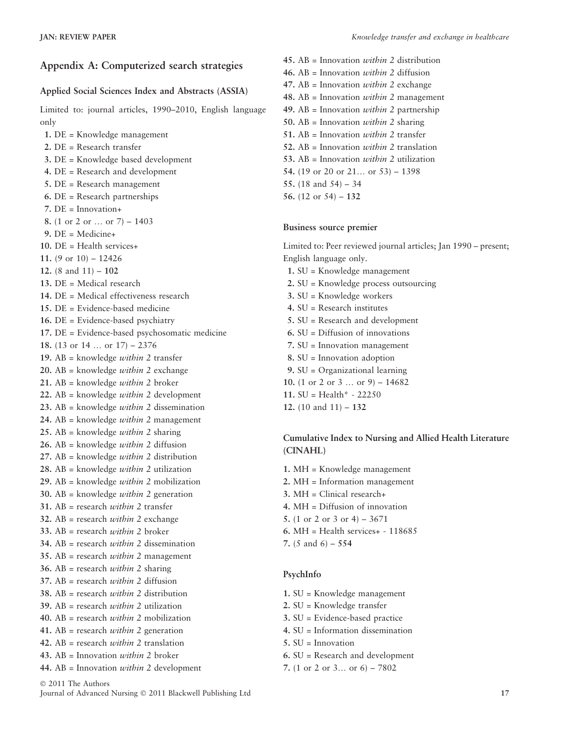## Appendix A: Computerized search strategies

### Applied Social Sciences Index and Abstracts (ASSIA)

Limited to: journal articles, 1990–2010, English language only

**1.** DE = Knowledge management
**2.** DE = Research transfer
**3.** DE = Knowledge based development
**4.** DE = Research and development
**5.** DE = Research management
**6.** DE = Research partnerships
**7.** DE = Innovation+
**8.** (1 or 2 or … or 7) – 1403
**9.** DE = Medicine+
**10.** DE = Health services+
**11.** (9 or 10) – 12426
**12.** (8 and 11) – **102**
**13.** DE = Medical research
**14.** DE = Medical effectiveness research
**15.** DE = Evidence-based medicine
**16.** DE = Evidence-based psychiatry
**17.** DE = Evidence-based psychosomatic medicine
**18.** (13 or 14 … or 17) – 2376
**19.** AB = knowledge *within 2* transfer
**20.** AB = knowledge *within 2* exchange
**21.** AB = knowledge *within 2* broker
**22.** AB = knowledge *within 2* development
**23.** AB = knowledge *within 2* dissemination
**24.** AB = knowledge *within 2* management
**25.** AB = knowledge *within 2* sharing
**26.** AB = knowledge *within 2* diffusion
**27.** AB = knowledge *within 2* distribution
**28.** AB = knowledge *within 2* utilization
**29.** AB = knowledge *within 2* mobilization
**30.** AB = knowledge *within 2* generation
**31.** AB = research *within 2* transfer
**32.** AB = research *within 2* exchange
**33.** AB = research *within 2* broker
**34.** AB = research *within 2* dissemination
**35.** AB = research *within 2* management
**36.** AB = research *within 2* sharing
**37.** AB = research *within 2* diffusion
**38.** AB = research *within 2* distribution
**39.** AB = research *within 2* utilization
**40.** AB = research *within 2* mobilization
**41.** AB = research *within 2* generation
**42.** AB = research *within 2* translation
**43.** AB = Innovation *within 2* broker
**44.** AB = Innovation *within 2* development
**45.** AB = Innovation *within 2* distribution
**46.** AB = Innovation *within 2* diffusion
**47.** AB = Innovation *within 2* exchange
**48.** AB = Innovation *within 2* management
**49.** AB = Innovation *within 2* partnership
**50.** AB = Innovation *within 2* sharing
**51.** AB = Innovation *within 2* transfer
**52.** AB = Innovation *within 2* translation
**53.** AB = Innovation *within 2* utilization
**54.** (19 or 20 or 21… or 53) – 1398
**55.** (18 and 54) – 34
**56.** (12 or 54) – **132**

### Business source premier

Limited to: Peer reviewed journal articles; Jan 1990 – present; English language only.

**1.** SU = Knowledge management
**2.** SU = Knowledge process outsourcing
**3.** SU = Knowledge workers
**4.** SU = Research institutes
**5.** SU = Research and development
**6.** SU = Diffusion of innovations
**7.** SU = Innovation management
**8.** SU = Innovation adoption
**9.** SU = Organizational learning
**10.** (1 or 2 or 3 … or 9) – 14682
**11.** SU = Health* - 22250
**12.** (10 and 11) – **132**

### Cumulative Index to Nursing and Allied Health Literature (CINAHL)

**1.** MH = Knowledge management
**2.** MH = Information management
**3.** MH = Clinical research+
**4.** MH = Diffusion of innovation
**5.** (1 or 2 or 3 or 4) – 3671
**6.** MH = Health services+ - 118685
**7.** (5 and 6) – **554**

### PsychInfo

**1.** SU = Knowledge management
**2.** SU = Knowledge transfer
**3.** SU = Evidence-based practice
**4.** SU = Information dissemination
**5.** SU = Innovation
**6.** SU = Research and development
**7.** (1 or 2 or 3… or 6) – 7802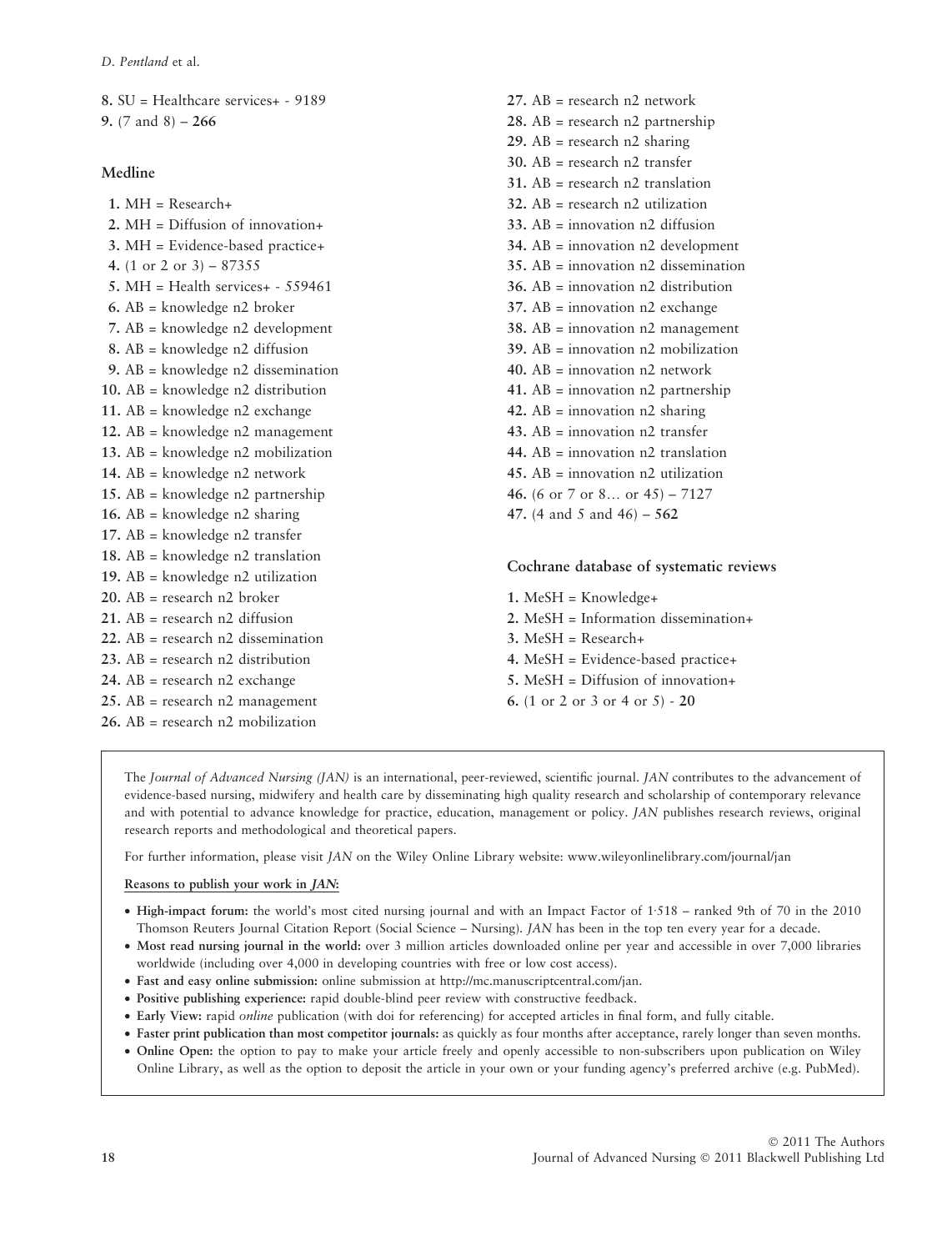8. SU = Healthcare services+ - 9189
9. (7 and 8) – **266**

**Medline**

1. MH = Research+
2. MH = Diffusion of innovation+
3. MH = Evidence-based practice+
4. (1 or 2 or 3) – 87355
5. MH = Health services+ - 559461
6. AB = knowledge n2 broker
7. AB = knowledge n2 development
8. AB = knowledge n2 diffusion
9. AB = knowledge n2 dissemination
10. AB = knowledge n2 distribution
11. AB = knowledge n2 exchange
12. AB = knowledge n2 management
13. AB = knowledge n2 mobilization
14. AB = knowledge n2 network
15. AB = knowledge n2 partnership
16. AB = knowledge n2 sharing
17. AB = knowledge n2 transfer
18. AB = knowledge n2 translation
19. AB = knowledge n2 utilization
20. AB = research n2 broker
21. AB = research n2 diffusion
22. AB = research n2 dissemination
23. AB = research n2 distribution
24. AB = research n2 exchange
25. AB = research n2 management
26. AB = research n2 mobilization
27. AB = research n2 network
28. AB = research n2 partnership
29. AB = research n2 sharing
30. AB = research n2 transfer
31. AB = research n2 translation
32. AB = research n2 utilization
33. AB = innovation n2 diffusion
34. AB = innovation n2 development
35. AB = innovation n2 dissemination
36. AB = innovation n2 distribution
37. AB = innovation n2 exchange
38. AB = innovation n2 management
39. AB = innovation n2 mobilization
40. AB = innovation n2 network
41. AB = innovation n2 partnership
42. AB = innovation n2 sharing
43. AB = innovation n2 transfer
44. AB = innovation n2 translation
45. AB = innovation n2 utilization
46. (6 or 7 or 8… or 45) – 7127
47. (4 and 5 and 46) – **562**

**Cochrane database of systematic reviews**

1. MeSH = Knowledge+
2. MeSH = Information dissemination+
3. MeSH = Research+
4. MeSH = Evidence-based practice+
5. MeSH = Diffusion of innovation+
6. (1 or 2 or 3 or 4 or 5) - **20**

The *Journal of Advanced Nursing (JAN)* is an international, peer-reviewed, scientific journal. *JAN* contributes to the advancement of evidence-based nursing, midwifery and health care by disseminating high quality research and scholarship of contemporary relevance and with potential to advance knowledge for practice, education, management or policy. *JAN* publishes research reviews, original research reports and methodological and theoretical papers.

For further information, please visit *JAN* on the Wiley Online Library website: www.wileyonlinelibrary.com/journal/jan

**Reasons to publish your work in *JAN*:**

- **High-impact forum:** the world's most cited nursing journal and with an Impact Factor of 1·518 – ranked 9th of 70 in the 2010 Thomson Reuters Journal Citation Report (Social Science – Nursing). *JAN* has been in the top ten every year for a decade.
- **Most read nursing journal in the world:** over 3 million articles downloaded online per year and accessible in over 7,000 libraries worldwide (including over 4,000 in developing countries with free or low cost access).
- **Fast and easy online submission:** online submission at http://mc.manuscriptcentral.com/jan.
- **Positive publishing experience:** rapid double-blind peer review with constructive feedback.
- **Early View:** rapid *online* publication (with doi for referencing) for accepted articles in final form, and fully citable.
- **Faster print publication than most competitor journals:** as quickly as four months after acceptance, rarely longer than seven months.
- **Online Open:** the option to pay to make your article freely and openly accessible to non-subscribers upon publication on Wiley Online Library, as well as the option to deposit the article in your own or your funding agency's preferred archive (e.g. PubMed).